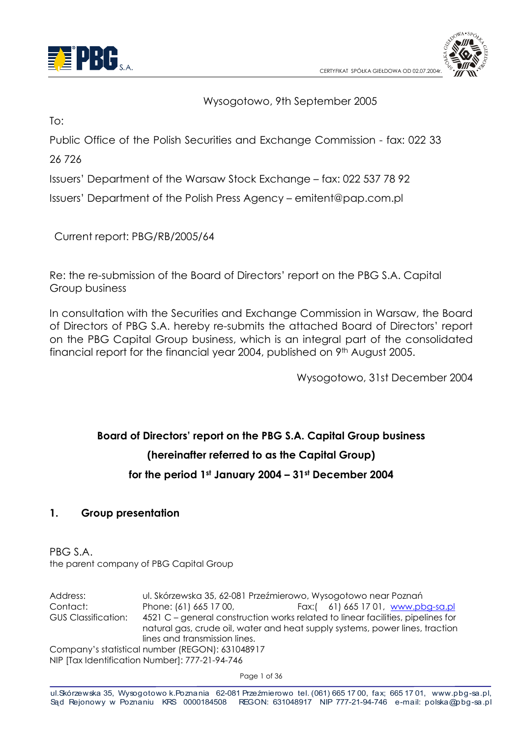Wysogotowo, 9th September 2005

To:

Public Office of the Polish Securities and Exchange Commission - fax: 022 33 26 726

Issuers' Department of the Warsaw Stock Exchange – fax: 022 537 78 92

Issuers' Department of the Polish Press Agency – emitent@pap.com.pl

Current report: PBG/RB/2005/64

Re: the re-submission of the Board of Directors' report on the PBG S.A. Capital Group business

In consultation with the Securities and Exchange Commission in Warsaw, the Board of Directors of PBG S.A. hereby re-submits the attached Board of Directors' report on the PBG Capital Group business, which is an integral part of the consolidated financial report for the financial year 2004, published on 9th August 2005.

Wysogotowo, 31st December 2004

**Board of Directors' report on the PBG S.A. Capital Group business**

**(hereinafter referred to as the Capital Group)**

**for the period 1st January 2004 – 31st December 2004**

## 1. Group presentation

PBG S.A.
the parent company of PBG Capital Group

| | |
|---|---|
| Address: | ul. Skórzewska 35, 62-081 Przeźmierowo, Wysogotowo near Poznań |
| Contact: | Phone: (61) 665 17 00, Fax:( 61) 665 17 01, www.pbg-sa.pl |
| GUS Classification: | 4521 C – general construction works related to linear facilities, pipelines for natural gas, crude oil, water and heat supply systems, power lines, traction lines and transmission lines. |

Company's statistical number (REGON): 631048917
NIP [Tax Identification Number]: 777-21-94-746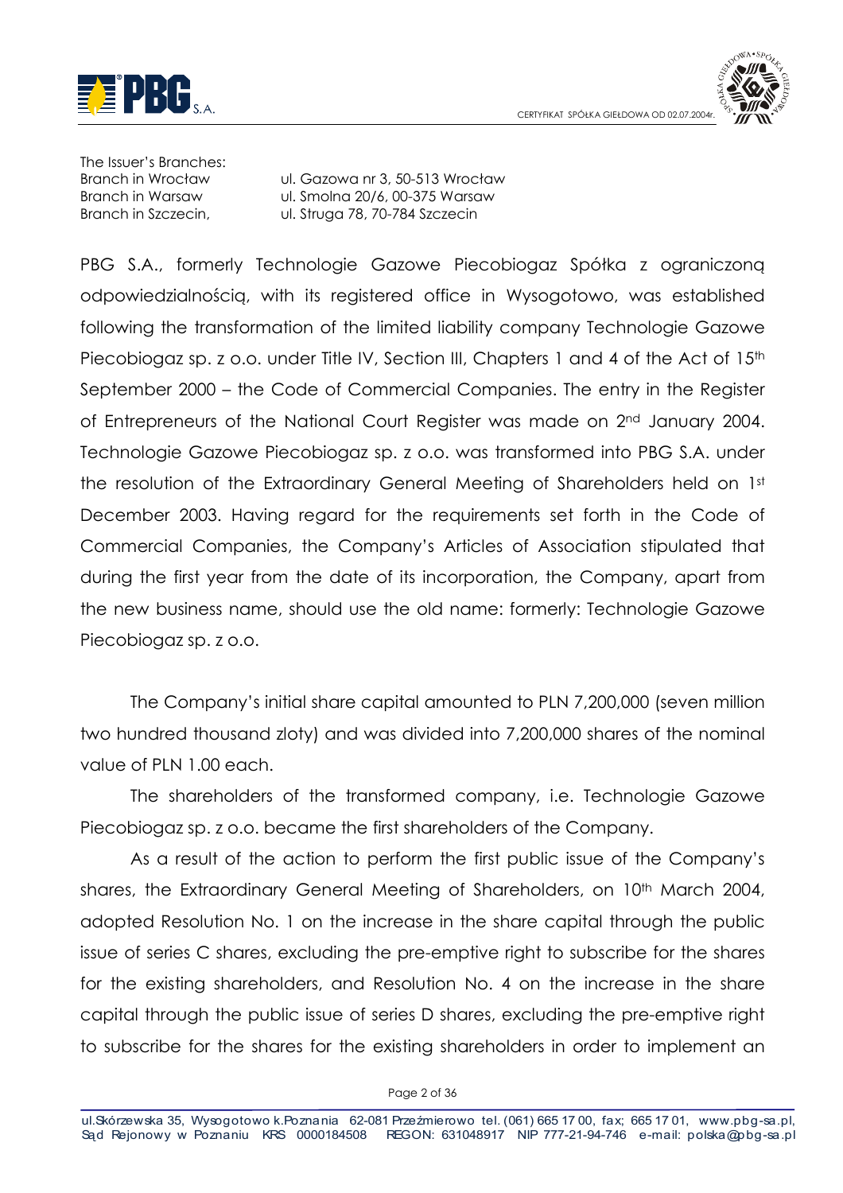The Issuer's Branches:

| | |
|---|---|
| Branch in Wrocław | ul. Gazowa nr 3, 50-513 Wrocław |
| Branch in Warsaw | ul. Smolna 20/6, 00-375 Warsaw |
| Branch in Szczecin, | ul. Struga 78, 70-784 Szczecin |

PBG S.A., formerly Technologie Gazowe Piecobiogaz Spółka z ograniczoną odpowiedzialnością, with its registered office in Wysogotowo, was established following the transformation of the limited liability company Technologie Gazowe Piecobiogaz sp. z o.o. under Title IV, Section III, Chapters 1 and 4 of the Act of 15th September 2000 – the Code of Commercial Companies. The entry in the Register of Entrepreneurs of the National Court Register was made on 2nd January 2004. Technologie Gazowe Piecobiogaz sp. z o.o. was transformed into PBG S.A. under the resolution of the Extraordinary General Meeting of Shareholders held on 1st December 2003. Having regard for the requirements set forth in the Code of Commercial Companies, the Company's Articles of Association stipulated that during the first year from the date of its incorporation, the Company, apart from the new business name, should use the old name: formerly: Technologie Gazowe Piecobiogaz sp. z o.o.

The Company's initial share capital amounted to PLN 7,200,000 (seven million two hundred thousand zloty) and was divided into 7,200,000 shares of the nominal value of PLN 1.00 each.

The shareholders of the transformed company, i.e. Technologie Gazowe Piecobiogaz sp. z o.o. became the first shareholders of the Company.

As a result of the action to perform the first public issue of the Company's shares, the Extraordinary General Meeting of Shareholders, on 10th March 2004, adopted Resolution No. 1 on the increase in the share capital through the public issue of series C shares, excluding the pre-emptive right to subscribe for the shares for the existing shareholders, and Resolution No. 4 on the increase in the share capital through the public issue of series D shares, excluding the pre-emptive right to subscribe for the shares for the existing shareholders in order to implement an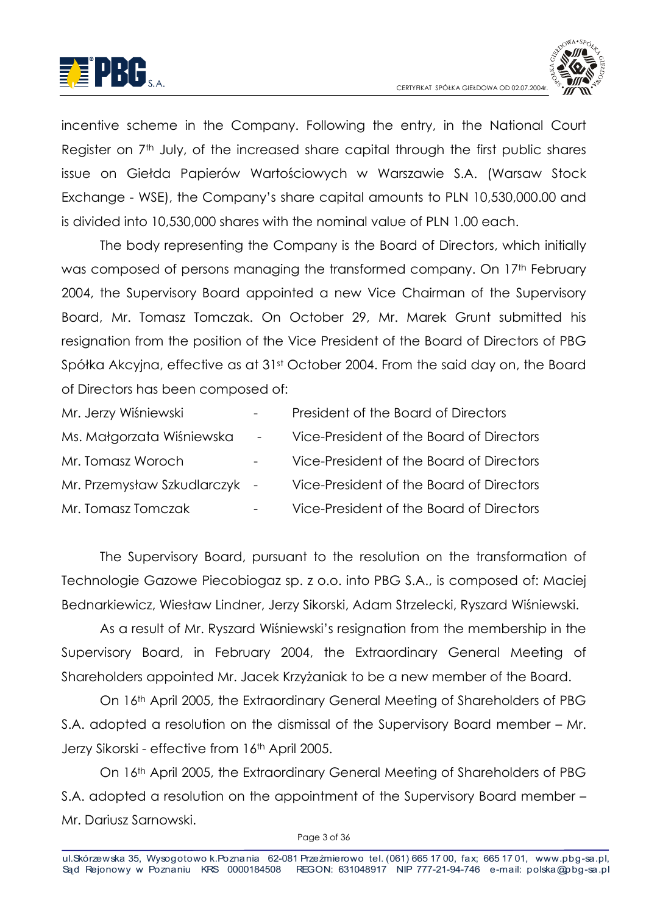incentive scheme in the Company. Following the entry, in the National Court Register on 7th July, of the increased share capital through the first public shares issue on Giełda Papierów Wartościowych w Warszawie S.A. (Warsaw Stock Exchange - WSE), the Company's share capital amounts to PLN 10,530,000.00 and is divided into 10,530,000 shares with the nominal value of PLN 1.00 each.

The body representing the Company is the Board of Directors, which initially was composed of persons managing the transformed company. On 17th February 2004, the Supervisory Board appointed a new Vice Chairman of the Supervisory Board, Mr. Tomasz Tomczak. On October 29, Mr. Marek Grunt submitted his resignation from the position of the Vice President of the Board of Directors of PBG Spółka Akcyjna, effective as at 31st October 2004. From the said day on, the Board of Directors has been composed of:

| | | |
|---|---|---|
| Mr. Jerzy Wiśniewski | - | President of the Board of Directors |
| Ms. Małgorzata Wiśniewska | - | Vice-President of the Board of Directors |
| Mr. Tomasz Woroch | - | Vice-President of the Board of Directors |
| Mr. Przemysław Szkudlarczyk | - | Vice-President of the Board of Directors |
| Mr. Tomasz Tomczak | - | Vice-President of the Board of Directors |

The Supervisory Board, pursuant to the resolution on the transformation of Technologie Gazowe Piecobiogaz sp. z o.o. into PBG S.A., is composed of: Maciej Bednarkiewicz, Wiesław Lindner, Jerzy Sikorski, Adam Strzelecki, Ryszard Wiśniewski.

As a result of Mr. Ryszard Wiśniewski's resignation from the membership in the Supervisory Board, in February 2004, the Extraordinary General Meeting of Shareholders appointed Mr. Jacek Krzyżaniak to be a new member of the Board.

On 16th April 2005, the Extraordinary General Meeting of Shareholders of PBG S.A. adopted a resolution on the dismissal of the Supervisory Board member – Mr. Jerzy Sikorski - effective from 16th April 2005.

On 16th April 2005, the Extraordinary General Meeting of Shareholders of PBG S.A. adopted a resolution on the appointment of the Supervisory Board member – Mr. Dariusz Sarnowski.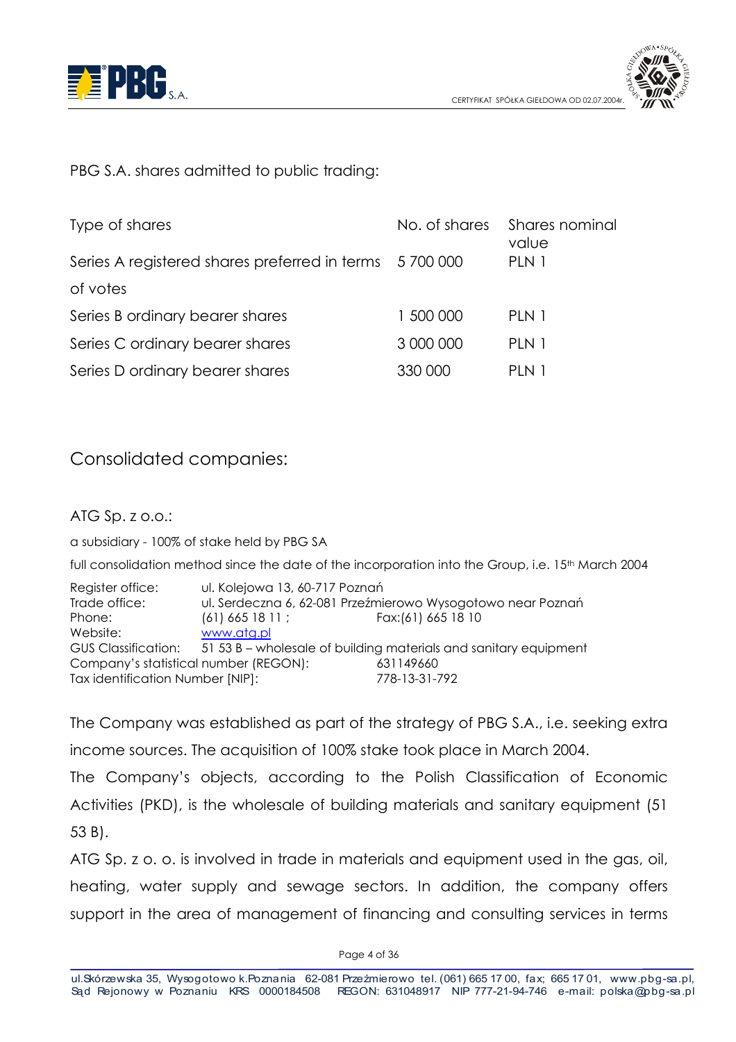PBG S.A. shares admitted to public trading:

| Type of shares | No. of shares | Shares nominal value |
|---|---|---|
| Series A registered shares preferred in terms of votes | 5 700 000 | PLN 1 |
| Series B ordinary bearer shares | 1 500 000 | PLN 1 |
| Series C ordinary bearer shares | 3 000 000 | PLN 1 |
| Series D ordinary bearer shares | 330 000 | PLN 1 |

## Consolidated companies:

### ATG Sp. z o.o.:

a subsidiary - 100% of stake held by PBG SA

full consolidation method since the date of the incorporation into the Group, i.e. 15th March 2004

Register office: ul. Kolejowa 13, 60-717 Poznań
Trade office: ul. Serdeczna 6, 62-081 Przeźmierowo Wysogotowo near Poznań
Phone: (61) 665 18 11 ; Fax:(61) 665 18 10
Website: www.atg.pl
GUS Classification: 51 53 B – wholesale of building materials and sanitary equipment
Company's statistical number (REGON): 631149660
Tax identification Number [NIP]: 778-13-31-792

The Company was established as part of the strategy of PBG S.A., i.e. seeking extra income sources. The acquisition of 100% stake took place in March 2004.
The Company's objects, according to the Polish Classification of Economic Activities (PKD), is the wholesale of building materials and sanitary equipment (51 53 B).
ATG Sp. z o. o. is involved in trade in materials and equipment used in the gas, oil, heating, water supply and sewage sectors. In addition, the company offers support in the area of management of financing and consulting services in terms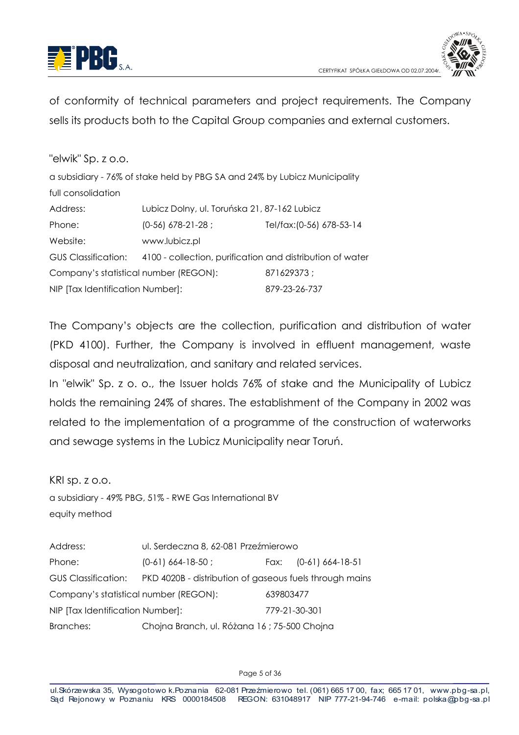of conformity of technical parameters and project requirements. The Company sells its products both to the Capital Group companies and external customers.

"elwik" Sp. z o.o.

a subsidiary - 76% of stake held by PBG SA and 24% by Lubicz Municipality

full consolidation

| | | |
|---|---|---|
| Address: | Lubicz Dolny, ul. Toruńska 21, 87-162 Lubicz | |
| Phone: | (0-56) 678-21-28 ; | Tel/fax:(0-56) 678-53-14 |
| Website: | www.lubicz.pl | |
| GUS Classification: | 4100 - collection, purification and distribution of water | |
| Company's statistical number (REGON): | | 871629373 ; |
| NIP [Tax Identification Number]: | | 879-23-26-737 |

The Company's objects are the collection, purification and distribution of water (PKD 4100). Further, the Company is involved in effluent management, waste disposal and neutralization, and sanitary and related services.

In "elwik" Sp. z o. o., the Issuer holds 76% of stake and the Municipality of Lubicz holds the remaining 24% of shares. The establishment of the Company in 2002 was related to the implementation of a programme of the construction of waterworks and sewage systems in the Lubicz Municipality near Toruń.

KRI sp. z o.o.

a subsidiary - 49% PBG, 51% - RWE Gas International BV

equity method

| | | |
|---|---|---|
| Address: | ul. Serdeczna 8, 62-081 Przeźmierowo | |
| Phone: | (0-61) 664-18-50 ; | Fax: (0-61) 664-18-51 |
| GUS Classification: | PKD 4020B - distribution of gaseous fuels through mains | |
| Company's statistical number (REGON): | | 639803477 |
| NIP [Tax Identification Number]: | | 779-21-30-301 |
| Branches: | Chojna Branch, ul. Różana 16 ; 75-500 Chojna | |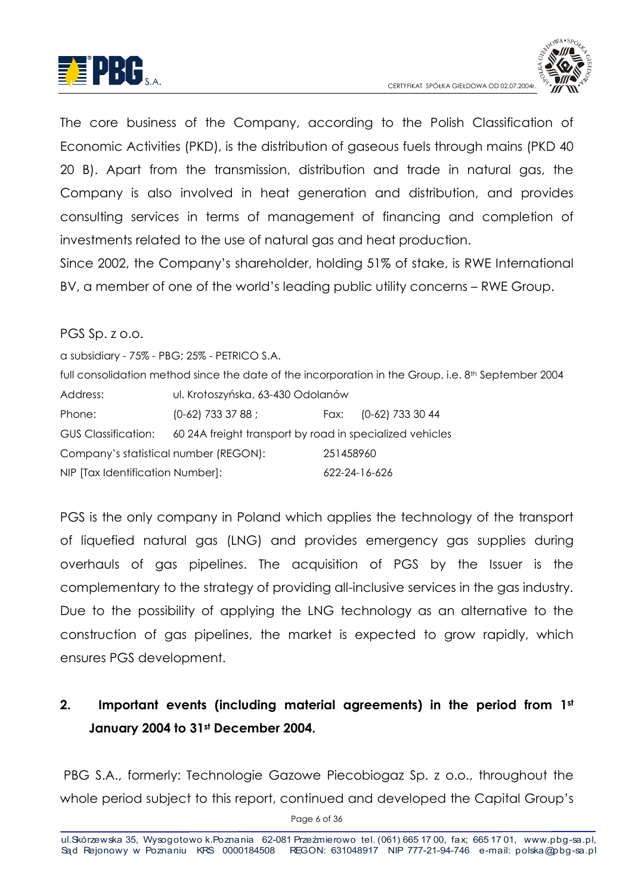The core business of the Company, according to the Polish Classification of Economic Activities (PKD), is the distribution of gaseous fuels through mains (PKD 40 20 B). Apart from the transmission, distribution and trade in natural gas, the Company is also involved in heat generation and distribution, and provides consulting services in terms of management of financing and completion of investments related to the use of natural gas and heat production.

Since 2002, the Company's shareholder, holding 51% of stake, is RWE International BV, a member of one of the world's leading public utility concerns – RWE Group.

PGS Sp. z o.o.

a subsidiary - 75% - PBG; 25% - PETRICO S.A.

full consolidation method since the date of the incorporation in the Group, i.e. 8th September 2004

| | | | |
|---|---|---|---|
| Address: | ul. Krotoszyńska, 63-430 Odolanów | | |
| Phone: | (0-62) 733 37 88 ; | Fax: | (0-62) 733 30 44 |
| GUS Classification: | 60 24A freight transport by road in specialized vehicles | | |
| Company's statistical number (REGON): | | 251458960 | |
| NIP [Tax Identification Number]: | | 622-24-16-626 | |

PGS is the only company in Poland which applies the technology of the transport of liquefied natural gas (LNG) and provides emergency gas supplies during overhauls of gas pipelines. The acquisition of PGS by the Issuer is the complementary to the strategy of providing all-inclusive services in the gas industry. Due to the possibility of applying the LNG technology as an alternative to the construction of gas pipelines, the market is expected to grow rapidly, which ensures PGS development.

## 2. Important events (including material agreements) in the period from 1st January 2004 to 31st December 2004.

PBG S.A., formerly: Technologie Gazowe Piecobiogaz Sp. z o.o., throughout the whole period subject to this report, continued and developed the Capital Group's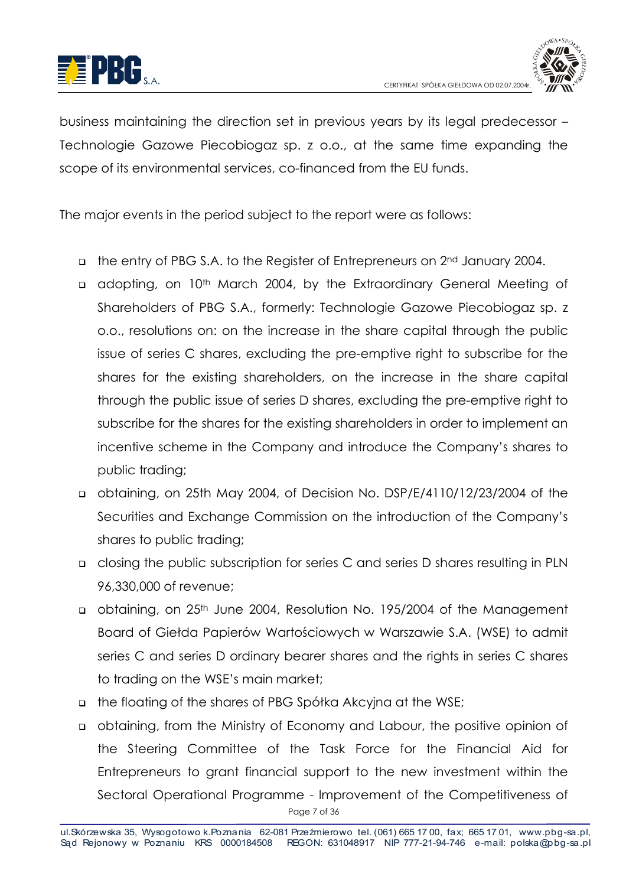business maintaining the direction set in previous years by its legal predecessor – Technologie Gazowe Piecobiogaz sp. z o.o., at the same time expanding the scope of its environmental services, co-financed from the EU funds.

The major events in the period subject to the report were as follows:

- the entry of PBG S.A. to the Register of Entrepreneurs on 2nd January 2004.
- adopting, on 10th March 2004, by the Extraordinary General Meeting of Shareholders of PBG S.A., formerly: Technologie Gazowe Piecobiogaz sp. z o.o., resolutions on: on the increase in the share capital through the public issue of series C shares, excluding the pre-emptive right to subscribe for the shares for the existing shareholders, on the increase in the share capital through the public issue of series D shares, excluding the pre-emptive right to subscribe for the shares for the existing shareholders in order to implement an incentive scheme in the Company and introduce the Company's shares to public trading;
- obtaining, on 25th May 2004, of Decision No. DSP/E/4110/12/23/2004 of the Securities and Exchange Commission on the introduction of the Company's shares to public trading;
- closing the public subscription for series C and series D shares resulting in PLN 96,330,000 of revenue;
- obtaining, on 25th June 2004, Resolution No. 195/2004 of the Management Board of Giełda Papierów Wartościowych w Warszawie S.A. (WSE) to admit series C and series D ordinary bearer shares and the rights in series C shares to trading on the WSE's main market;
- the floating of the shares of PBG Spółka Akcyjna at the WSE;
- obtaining, from the Ministry of Economy and Labour, the positive opinion of the Steering Committee of the Task Force for the Financial Aid for Entrepreneurs to grant financial support to the new investment within the Sectoral Operational Programme - Improvement of the Competitiveness of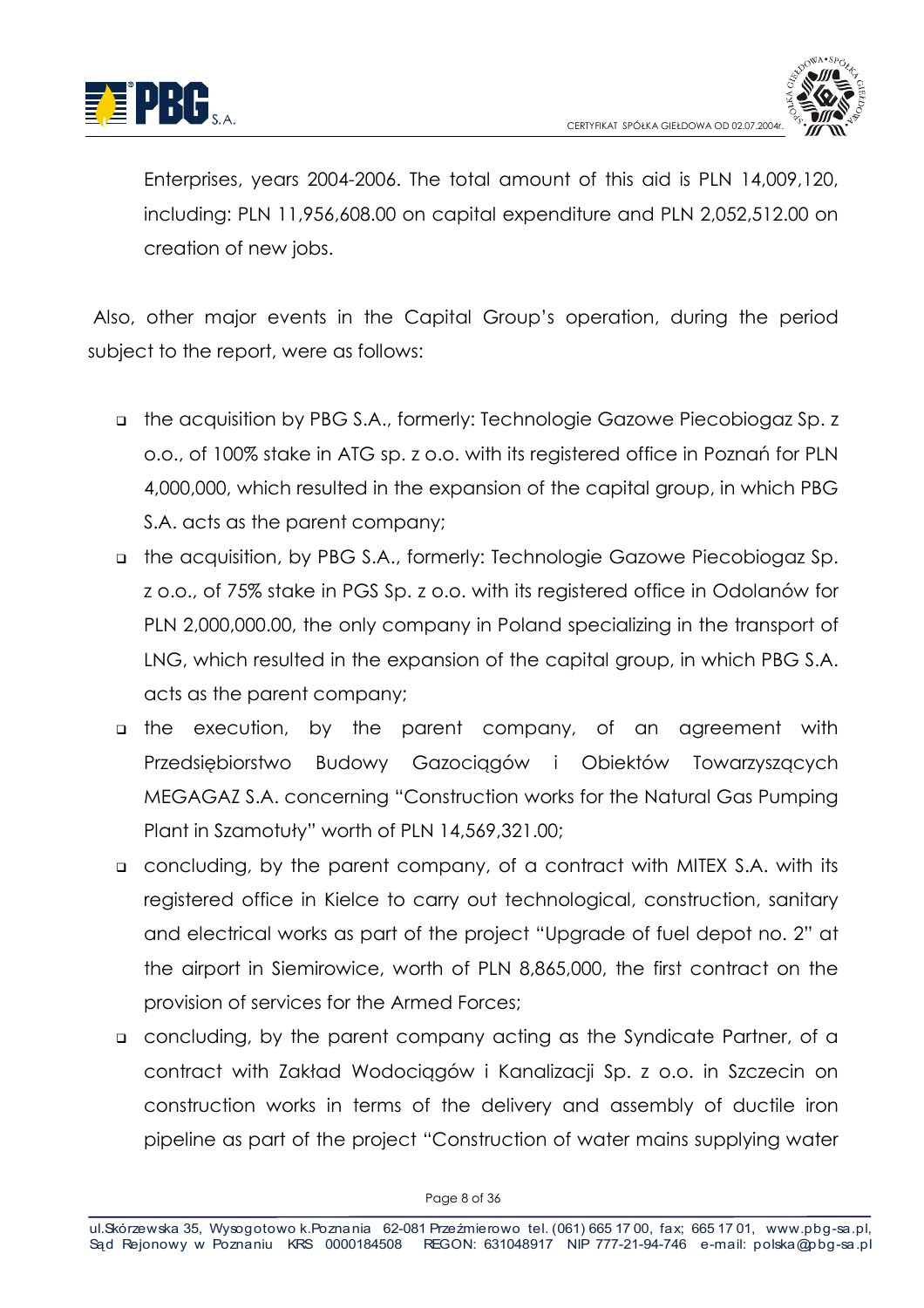Enterprises, years 2004-2006. The total amount of this aid is PLN 14,009,120, including: PLN 11,956,608.00 on capital expenditure and PLN 2,052,512.00 on creation of new jobs.

Also, other major events in the Capital Group's operation, during the period subject to the report, were as follows:

- the acquisition by PBG S.A., formerly: Technologie Gazowe Piecobiogaz Sp. z o.o., of 100% stake in ATG sp. z o.o. with its registered office in Poznań for PLN 4,000,000, which resulted in the expansion of the capital group, in which PBG S.A. acts as the parent company;
- the acquisition, by PBG S.A., formerly: Technologie Gazowe Piecobiogaz Sp. z o.o., of 75% stake in PGS Sp. z o.o. with its registered office in Odolanów for PLN 2,000,000.00, the only company in Poland specializing in the transport of LNG, which resulted in the expansion of the capital group, in which PBG S.A. acts as the parent company;
- the execution, by the parent company, of an agreement with Przedsiębiorstwo Budowy Gazociągów i Obiektów Towarzyszących MEGAGAZ S.A. concerning "Construction works for the Natural Gas Pumping Plant in Szamotuły" worth of PLN 14,569,321.00;
- concluding, by the parent company, of a contract with MITEX S.A. with its registered office in Kielce to carry out technological, construction, sanitary and electrical works as part of the project "Upgrade of fuel depot no. 2" at the airport in Siemirowice, worth of PLN 8,865,000, the first contract on the provision of services for the Armed Forces;
- concluding, by the parent company acting as the Syndicate Partner, of a contract with Zakład Wodociągów i Kanalizacji Sp. z o.o. in Szczecin on construction works in terms of the delivery and assembly of ductile iron pipeline as part of the project "Construction of water mains supplying water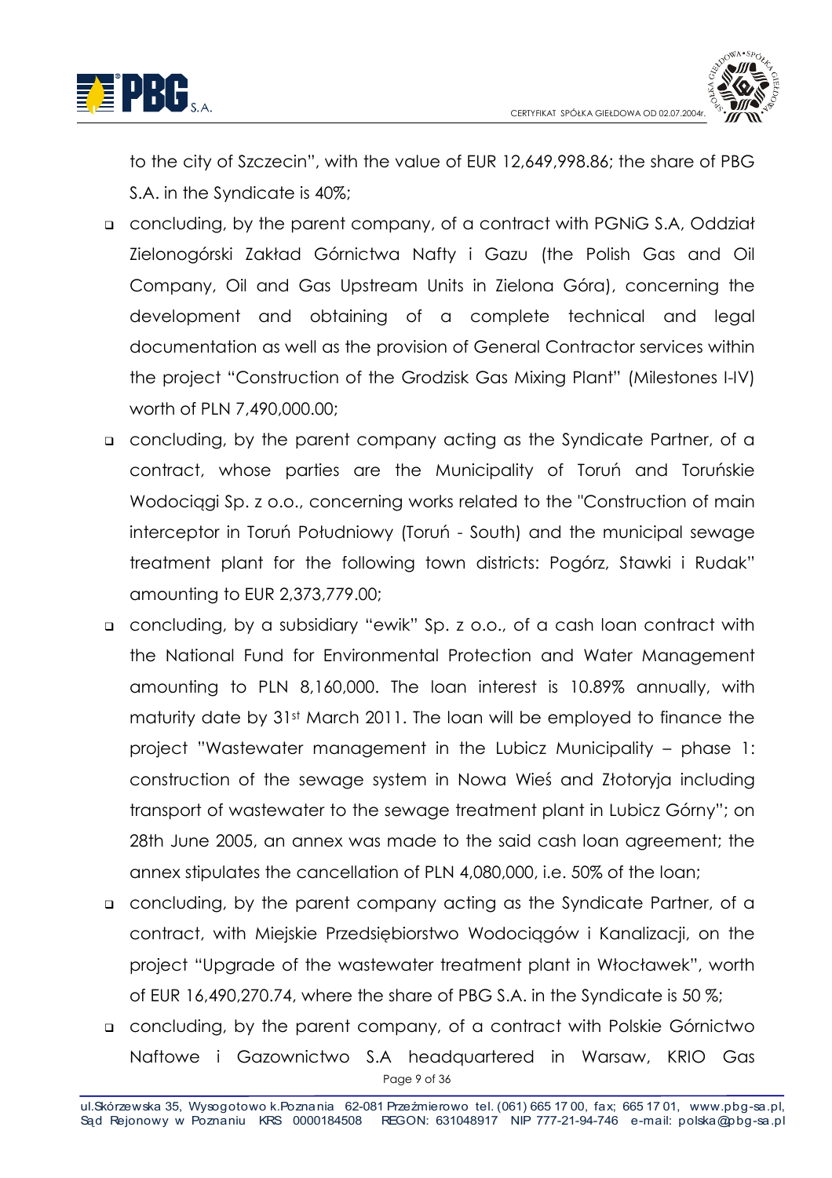to the city of Szczecin", with the value of EUR 12,649,998.86; the share of PBG S.A. in the Syndicate is 40%;

- concluding, by the parent company, of a contract with PGNiG S.A, Oddział Zielonogórski Zakład Górnictwa Nafty i Gazu (the Polish Gas and Oil Company, Oil and Gas Upstream Units in Zielona Góra), concerning the development and obtaining of a complete technical and legal documentation as well as the provision of General Contractor services within the project "Construction of the Grodzisk Gas Mixing Plant" (Milestones I-IV) worth of PLN 7,490,000.00;
- concluding, by the parent company acting as the Syndicate Partner, of a contract, whose parties are the Municipality of Toruń and Toruńskie Wodociągi Sp. z o.o., concerning works related to the "Construction of main interceptor in Toruń Południowy (Toruń - South) and the municipal sewage treatment plant for the following town districts: Pogórz, Stawki i Rudak" amounting to EUR 2,373,779.00;
- concluding, by a subsidiary "ewik" Sp. z o.o., of a cash loan contract with the National Fund for Environmental Protection and Water Management amounting to PLN 8,160,000. The loan interest is 10.89% annually, with maturity date by 31st March 2011. The loan will be employed to finance the project "Wastewater management in the Lubicz Municipality – phase 1: construction of the sewage system in Nowa Wieś and Złotoryja including transport of wastewater to the sewage treatment plant in Lubicz Górny"; on 28th June 2005, an annex was made to the said cash loan agreement; the annex stipulates the cancellation of PLN 4,080,000, i.e. 50% of the loan;
- concluding, by the parent company acting as the Syndicate Partner, of a contract, with Miejskie Przedsiębiorstwo Wodociągów i Kanalizacji, on the project "Upgrade of the wastewater treatment plant in Włocławek", worth of EUR 16,490,270.74, where the share of PBG S.A. in the Syndicate is 50 %;
- concluding, by the parent company, of a contract with Polskie Górnictwo Naftowe i Gazownictwo S.A headquartered in Warsaw, KRIO Gas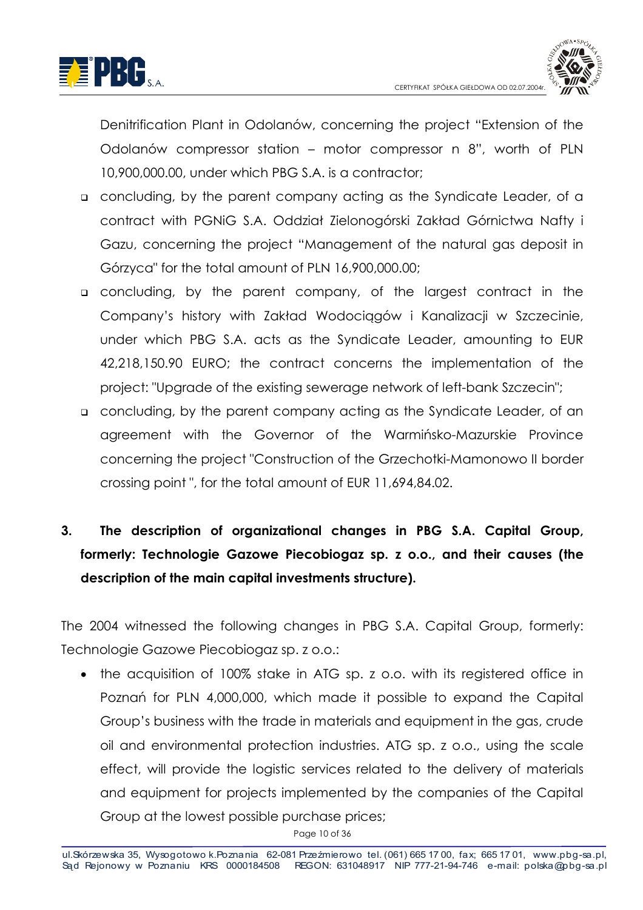Denitrification Plant in Odolanów, concerning the project "Extension of the Odolanów compressor station – motor compressor n 8", worth of PLN 10,900,000.00, under which PBG S.A. is a contractor;

- concluding, by the parent company acting as the Syndicate Leader, of a contract with PGNiG S.A. Oddział Zielonogórski Zakład Górnictwa Nafty i Gazu, concerning the project "Management of the natural gas deposit in Górzyca" for the total amount of PLN 16,900,000.00;
- concluding, by the parent company, of the largest contract in the Company's history with Zakład Wodociągów i Kanalizacji w Szczecinie, under which PBG S.A. acts as the Syndicate Leader, amounting to EUR 42,218,150.90 EURO; the contract concerns the implementation of the project: "Upgrade of the existing sewerage network of left-bank Szczecin";
- concluding, by the parent company acting as the Syndicate Leader, of an agreement with the Governor of the Warmińsko-Mazurskie Province concerning the project "Construction of the Grzechotki-Mamonowo II border crossing point ", for the total amount of EUR 11,694,84.02.

## 3. The description of organizational changes in PBG S.A. Capital Group, formerly: Technologie Gazowe Piecobiogaz sp. z o.o., and their causes (the description of the main capital investments structure).

The 2004 witnessed the following changes in PBG S.A. Capital Group, formerly: Technologie Gazowe Piecobiogaz sp. z o.o.:

- the acquisition of 100% stake in ATG sp. z o.o. with its registered office in Poznań for PLN 4,000,000, which made it possible to expand the Capital Group's business with the trade in materials and equipment in the gas, crude oil and environmental protection industries. ATG sp. z o.o., using the scale effect, will provide the logistic services related to the delivery of materials and equipment for projects implemented by the companies of the Capital Group at the lowest possible purchase prices;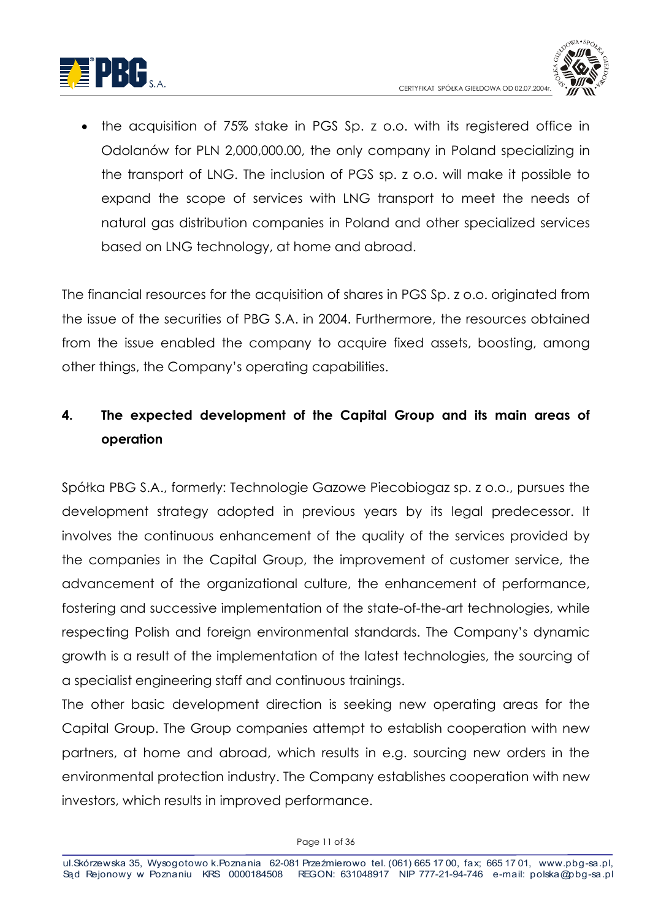- the acquisition of 75% stake in PGS Sp. z o.o. with its registered office in Odolanów for PLN 2,000,000.00, the only company in Poland specializing in the transport of LNG. The inclusion of PGS sp. z o.o. will make it possible to expand the scope of services with LNG transport to meet the needs of natural gas distribution companies in Poland and other specialized services based on LNG technology, at home and abroad.

The financial resources for the acquisition of shares in PGS Sp. z o.o. originated from the issue of the securities of PBG S.A. in 2004. Furthermore, the resources obtained from the issue enabled the company to acquire fixed assets, boosting, among other things, the Company's operating capabilities.

## 4. The expected development of the Capital Group and its main areas of operation

Spółka PBG S.A., formerly: Technologie Gazowe Piecobiogaz sp. z o.o., pursues the development strategy adopted in previous years by its legal predecessor. It involves the continuous enhancement of the quality of the services provided by the companies in the Capital Group, the improvement of customer service, the advancement of the organizational culture, the enhancement of performance, fostering and successive implementation of the state-of-the-art technologies, while respecting Polish and foreign environmental standards. The Company's dynamic growth is a result of the implementation of the latest technologies, the sourcing of a specialist engineering staff and continuous trainings.

The other basic development direction is seeking new operating areas for the Capital Group. The Group companies attempt to establish cooperation with new partners, at home and abroad, which results in e.g. sourcing new orders in the environmental protection industry. The Company establishes cooperation with new investors, which results in improved performance.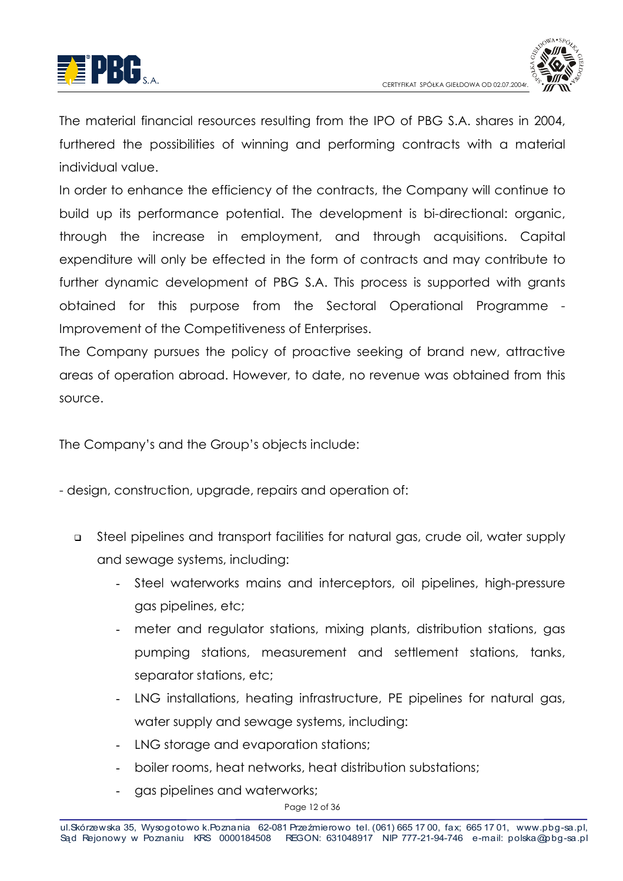The material financial resources resulting from the IPO of PBG S.A. shares in 2004, furthered the possibilities of winning and performing contracts with a material individual value.

In order to enhance the efficiency of the contracts, the Company will continue to build up its performance potential. The development is bi-directional: organic, through the increase in employment, and through acquisitions. Capital expenditure will only be effected in the form of contracts and may contribute to further dynamic development of PBG S.A. This process is supported with grants obtained for this purpose from the Sectoral Operational Programme - Improvement of the Competitiveness of Enterprises.

The Company pursues the policy of proactive seeking of brand new, attractive areas of operation abroad. However, to date, no revenue was obtained from this source.

The Company's and the Group's objects include:

- design, construction, upgrade, repairs and operation of:

  - Steel pipelines and transport facilities for natural gas, crude oil, water supply and sewage systems, including:
    - Steel waterworks mains and interceptors, oil pipelines, high-pressure gas pipelines, etc;
    - meter and regulator stations, mixing plants, distribution stations, gas pumping stations, measurement and settlement stations, tanks, separator stations, etc;
    - LNG installations, heating infrastructure, PE pipelines for natural gas, water supply and sewage systems, including:
    - LNG storage and evaporation stations;
    - boiler rooms, heat networks, heat distribution substations;
    - gas pipelines and waterworks;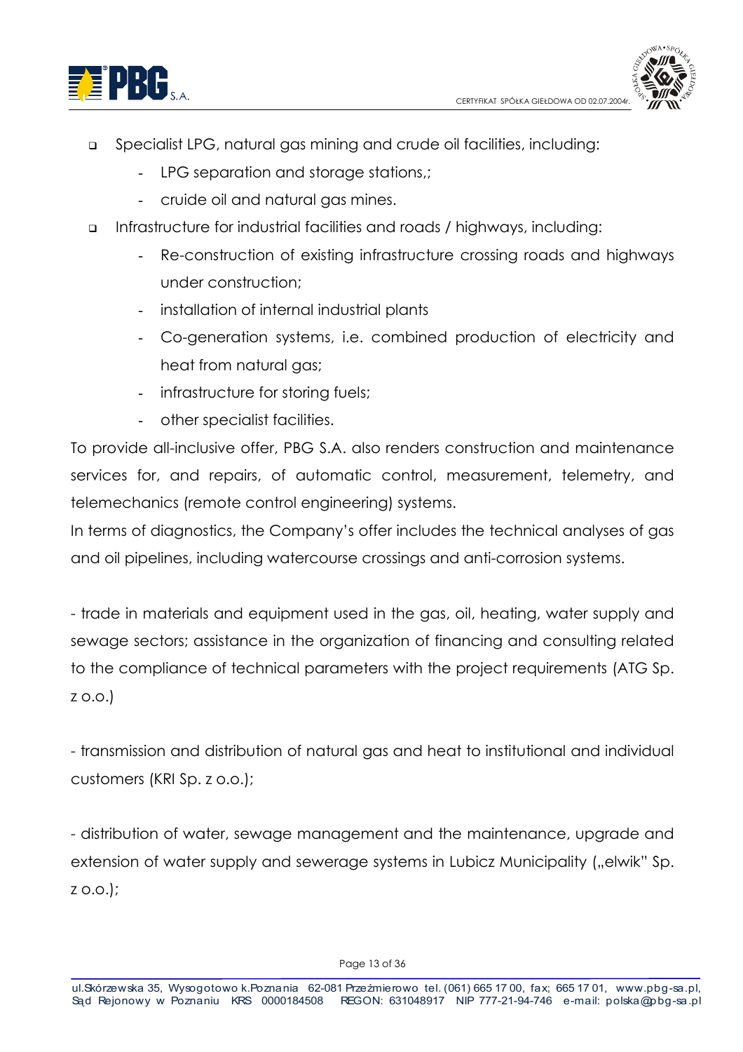- Specialist LPG, natural gas mining and crude oil facilities, including:
  - LPG separation and storage stations,;
  - cruide oil and natural gas mines.
- Infrastructure for industrial facilities and roads / highways, including:
  - Re-construction of existing infrastructure crossing roads and highways under construction;
  - installation of internal industrial plants
  - Co-generation systems, i.e. combined production of electricity and heat from natural gas;
  - infrastructure for storing fuels;
  - other specialist facilities.

To provide all-inclusive offer, PBG S.A. also renders construction and maintenance services for, and repairs, of automatic control, measurement, telemetry, and telemechanics (remote control engineering) systems.

In terms of diagnostics, the Company's offer includes the technical analyses of gas and oil pipelines, including watercourse crossings and anti-corrosion systems.

- trade in materials and equipment used in the gas, oil, heating, water supply and sewage sectors; assistance in the organization of financing and consulting related to the compliance of technical parameters with the project requirements (ATG Sp. z o.o.)

- transmission and distribution of natural gas and heat to institutional and individual customers (KRI Sp. z o.o.);

- distribution of water, sewage management and the maintenance, upgrade and extension of water supply and sewerage systems in Lubicz Municipality („elwik" Sp. z o.o.);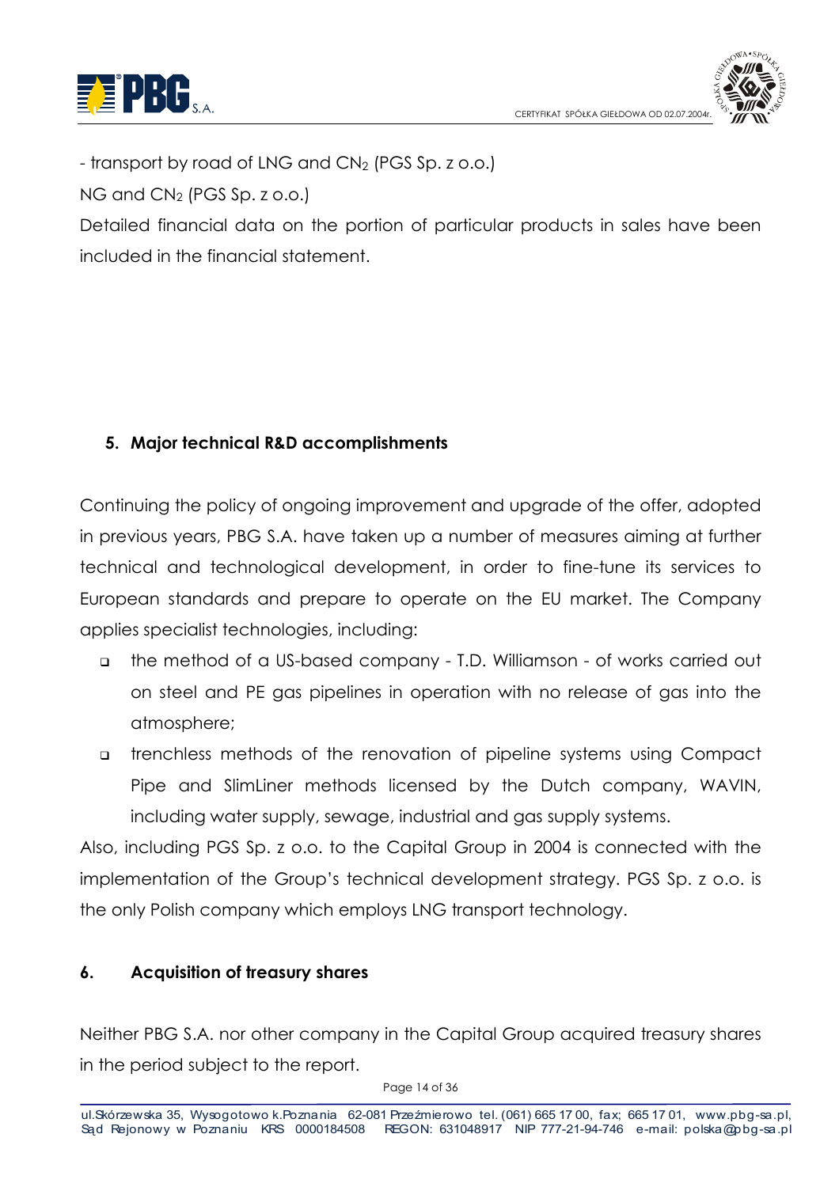- transport by road of LNG and $CN_2$ (PGS Sp. z o.o.)

NG and $CN_2$ (PGS Sp. z o.o.)

Detailed financial data on the portion of particular products in sales have been included in the financial statement.

## 5. Major technical R&D accomplishments

Continuing the policy of ongoing improvement and upgrade of the offer, adopted in previous years, PBG S.A. have taken up a number of measures aiming at further technical and technological development, in order to fine-tune its services to European standards and prepare to operate on the EU market. The Company applies specialist technologies, including:

- the method of a US-based company - T.D. Williamson - of works carried out on steel and PE gas pipelines in operation with no release of gas into the atmosphere;
- trenchless methods of the renovation of pipeline systems using Compact Pipe and SlimLiner methods licensed by the Dutch company, WAVIN, including water supply, sewage, industrial and gas supply systems.

Also, including PGS Sp. z o.o. to the Capital Group in 2004 is connected with the implementation of the Group's technical development strategy. PGS Sp. z o.o. is the only Polish company which employs LNG transport technology.

## 6. Acquisition of treasury shares

Neither PBG S.A. nor other company in the Capital Group acquired treasury shares in the period subject to the report.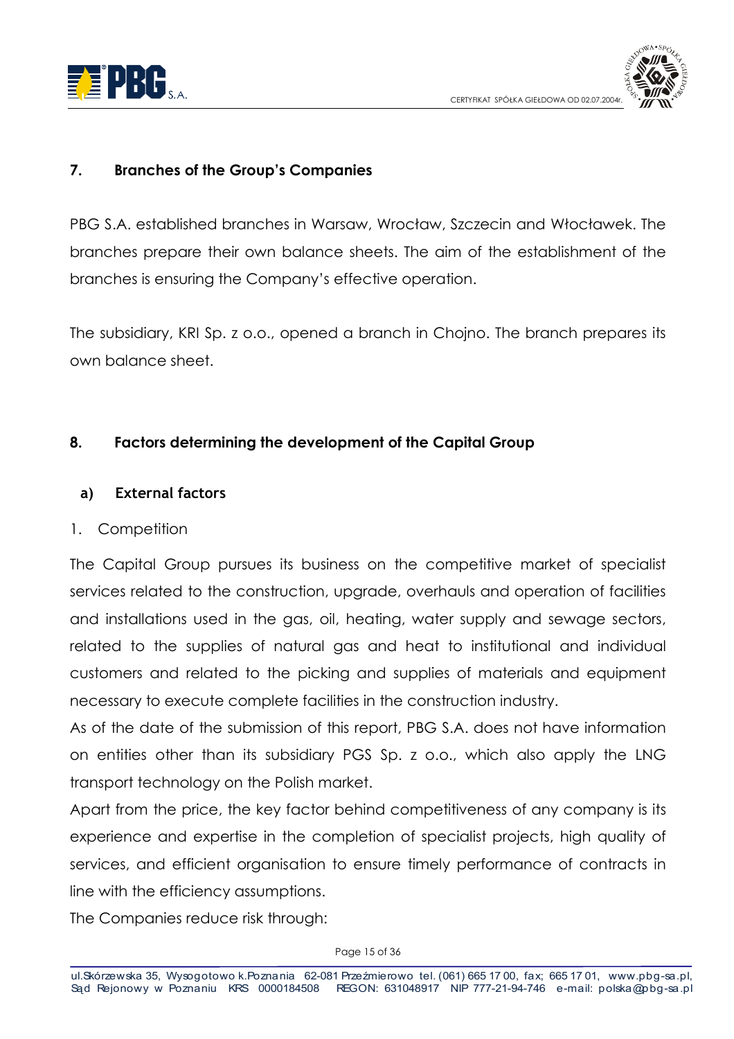## 7. Branches of the Group's Companies

PBG S.A. established branches in Warsaw, Wrocław, Szczecin and Włocławek. The branches prepare their own balance sheets. The aim of the establishment of the branches is ensuring the Company's effective operation.

The subsidiary, KRI Sp. z o.o., opened a branch in Chojno. The branch prepares its own balance sheet.

## 8. Factors determining the development of the Capital Group

### a) External factors

1. Competition

The Capital Group pursues its business on the competitive market of specialist services related to the construction, upgrade, overhauls and operation of facilities and installations used in the gas, oil, heating, water supply and sewage sectors, related to the supplies of natural gas and heat to institutional and individual customers and related to the picking and supplies of materials and equipment necessary to execute complete facilities in the construction industry.

As of the date of the submission of this report, PBG S.A. does not have information on entities other than its subsidiary PGS Sp. z o.o., which also apply the LNG transport technology on the Polish market.

Apart from the price, the key factor behind competitiveness of any company is its experience and expertise in the completion of specialist projects, high quality of services, and efficient organisation to ensure timely performance of contracts in line with the efficiency assumptions.

The Companies reduce risk through: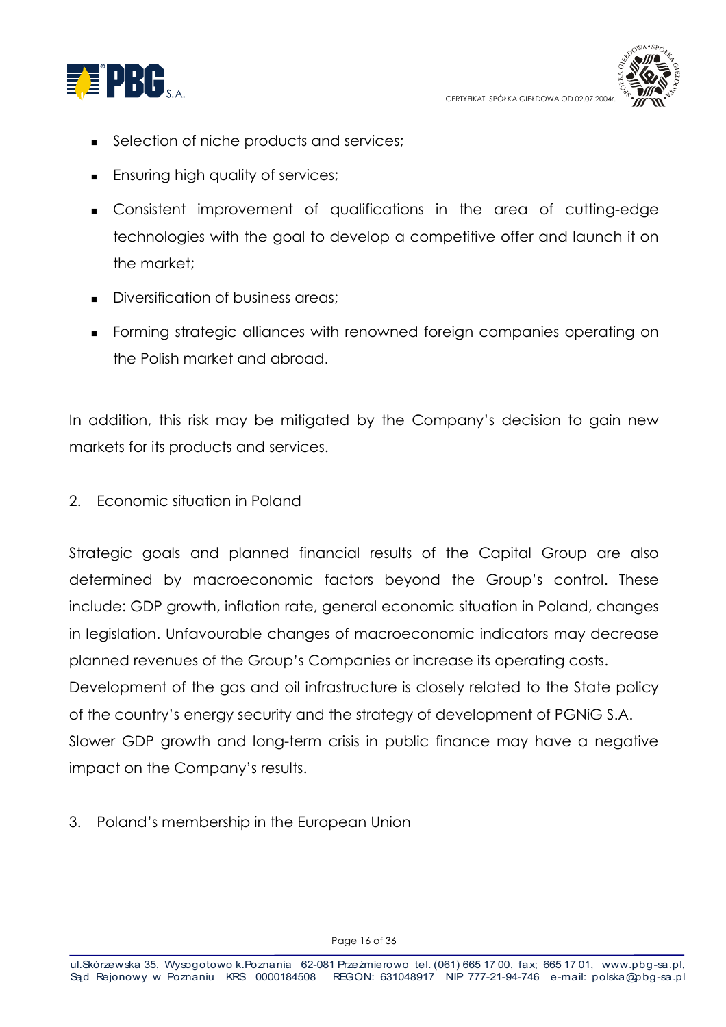- Selection of niche products and services;
- Ensuring high quality of services;
- Consistent improvement of qualifications in the area of cutting-edge technologies with the goal to develop a competitive offer and launch it on the market;
- Diversification of business areas;
- Forming strategic alliances with renowned foreign companies operating on the Polish market and abroad.

In addition, this risk may be mitigated by the Company's decision to gain new markets for its products and services.

2. Economic situation in Poland

Strategic goals and planned financial results of the Capital Group are also determined by macroeconomic factors beyond the Group's control. These include: GDP growth, inflation rate, general economic situation in Poland, changes in legislation. Unfavourable changes of macroeconomic indicators may decrease planned revenues of the Group's Companies or increase its operating costs.
Development of the gas and oil infrastructure is closely related to the State policy of the country's energy security and the strategy of development of PGNiG S.A.
Slower GDP growth and long-term crisis in public finance may have a negative impact on the Company's results.

3. Poland's membership in the European Union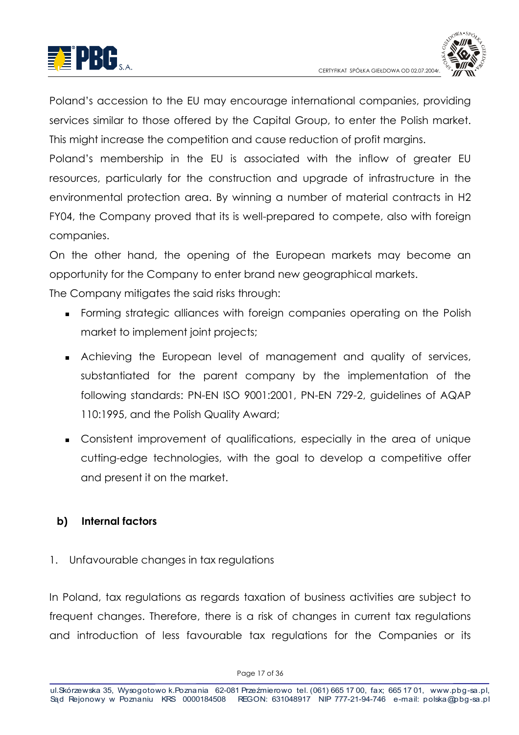Poland's accession to the EU may encourage international companies, providing services similar to those offered by the Capital Group, to enter the Polish market. This might increase the competition and cause reduction of profit margins.

Poland's membership in the EU is associated with the inflow of greater EU resources, particularly for the construction and upgrade of infrastructure in the environmental protection area. By winning a number of material contracts in H2 FY04, the Company proved that its is well-prepared to compete, also with foreign companies.

On the other hand, the opening of the European markets may become an opportunity for the Company to enter brand new geographical markets.

The Company mitigates the said risks through:

- Forming strategic alliances with foreign companies operating on the Polish market to implement joint projects;
- Achieving the European level of management and quality of services, substantiated for the parent company by the implementation of the following standards: PN-EN ISO 9001:2001, PN-EN 729-2, guidelines of AQAP 110:1995, and the Polish Quality Award;
- Consistent improvement of qualifications, especially in the area of unique cutting-edge technologies, with the goal to develop a competitive offer and present it on the market.

### b) Internal factors

1. Unfavourable changes in tax regulations

In Poland, tax regulations as regards taxation of business activities are subject to frequent changes. Therefore, there is a risk of changes in current tax regulations and introduction of less favourable tax regulations for the Companies or its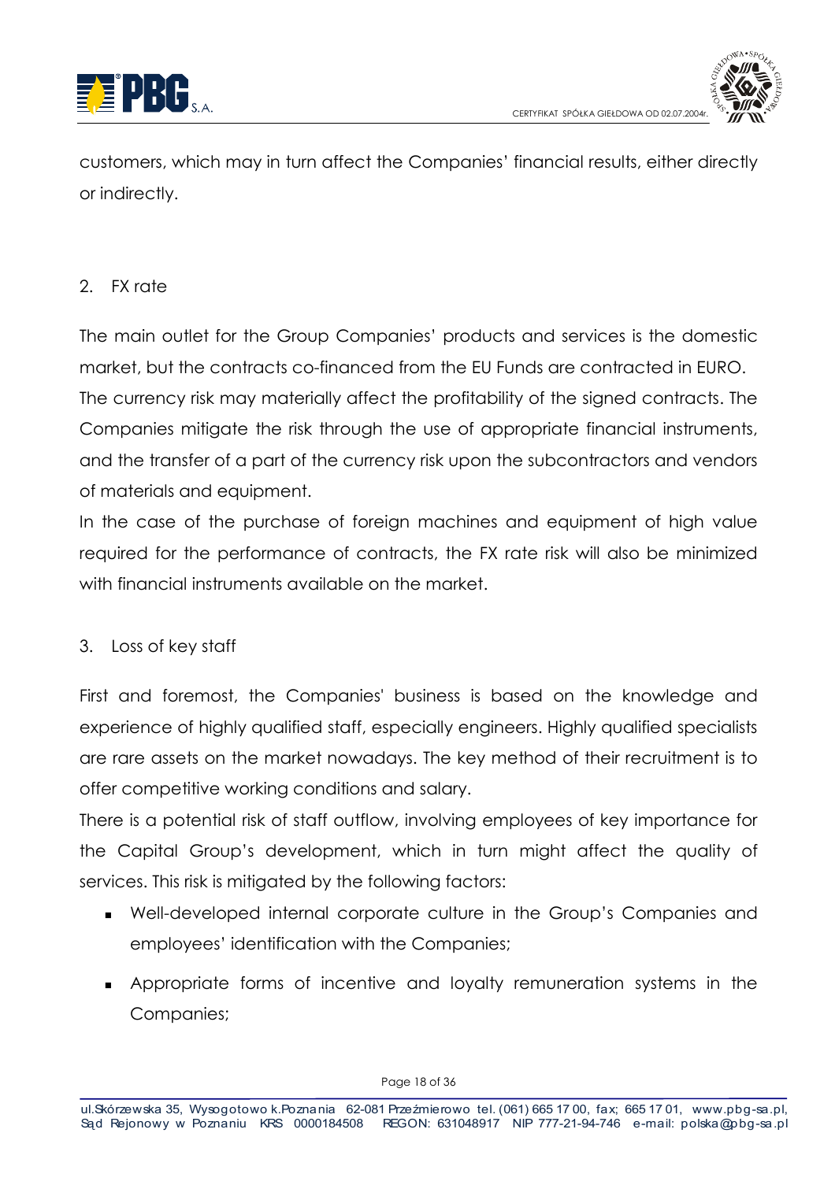customers, which may in turn affect the Companies' financial results, either directly or indirectly.

2. FX rate

The main outlet for the Group Companies' products and services is the domestic market, but the contracts co-financed from the EU Funds are contracted in EURO. The currency risk may materially affect the profitability of the signed contracts. The Companies mitigate the risk through the use of appropriate financial instruments, and the transfer of a part of the currency risk upon the subcontractors and vendors of materials and equipment.

In the case of the purchase of foreign machines and equipment of high value required for the performance of contracts, the FX rate risk will also be minimized with financial instruments available on the market.

3. Loss of key staff

First and foremost, the Companies' business is based on the knowledge and experience of highly qualified staff, especially engineers. Highly qualified specialists are rare assets on the market nowadays. The key method of their recruitment is to offer competitive working conditions and salary.

There is a potential risk of staff outflow, involving employees of key importance for the Capital Group's development, which in turn might affect the quality of services. This risk is mitigated by the following factors:

- Well-developed internal corporate culture in the Group's Companies and employees' identification with the Companies;
- Appropriate forms of incentive and loyalty remuneration systems in the Companies;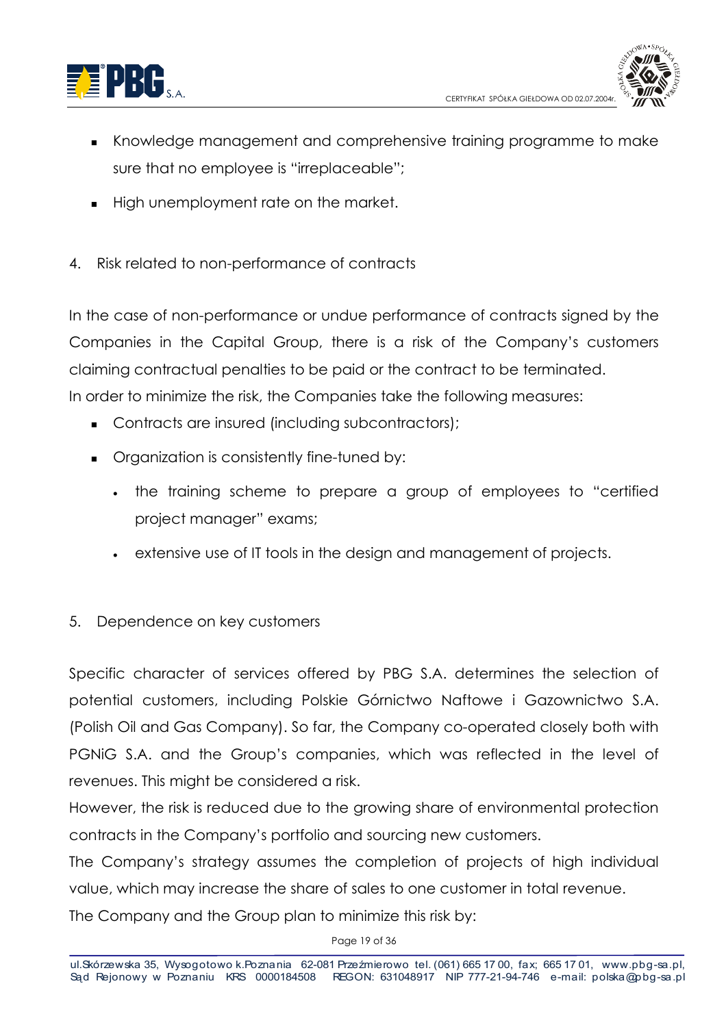- Knowledge management and comprehensive training programme to make sure that no employee is "irreplaceable";
- High unemployment rate on the market.

4. Risk related to non-performance of contracts

In the case of non-performance or undue performance of contracts signed by the Companies in the Capital Group, there is a risk of the Company's customers claiming contractual penalties to be paid or the contract to be terminated.
In order to minimize the risk, the Companies take the following measures:

- Contracts are insured (including subcontractors);
- Organization is consistently fine-tuned by:
  - the training scheme to prepare a group of employees to "certified project manager" exams;
  - extensive use of IT tools in the design and management of projects.

5. Dependence on key customers

Specific character of services offered by PBG S.A. determines the selection of potential customers, including Polskie Górnictwo Naftowe i Gazownictwo S.A. (Polish Oil and Gas Company). So far, the Company co-operated closely both with PGNiG S.A. and the Group's companies, which was reflected in the level of revenues. This might be considered a risk.
However, the risk is reduced due to the growing share of environmental protection contracts in the Company's portfolio and sourcing new customers.
The Company's strategy assumes the completion of projects of high individual value, which may increase the share of sales to one customer in total revenue.
The Company and the Group plan to minimize this risk by: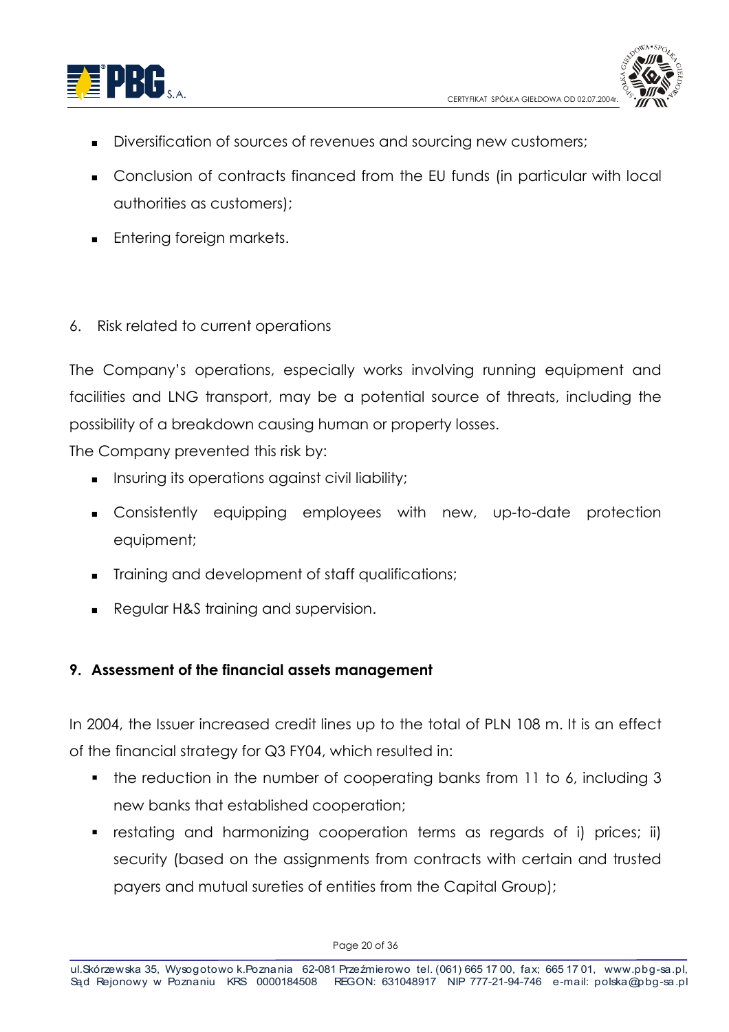- Diversification of sources of revenues and sourcing new customers;
- Conclusion of contracts financed from the EU funds (in particular with local authorities as customers);
- Entering foreign markets.

6. Risk related to current operations

The Company's operations, especially works involving running equipment and facilities and LNG transport, may be a potential source of threats, including the possibility of a breakdown causing human or property losses.

The Company prevented this risk by:

- Insuring its operations against civil liability;
- Consistently equipping employees with new, up-to-date protection equipment;
- Training and development of staff qualifications;
- Regular H&S training and supervision.

## 9. Assessment of the financial assets management

In 2004, the Issuer increased credit lines up to the total of PLN 108 m. It is an effect of the financial strategy for Q3 FY04, which resulted in:

- the reduction in the number of cooperating banks from 11 to 6, including 3 new banks that established cooperation;
- restating and harmonizing cooperation terms as regards of i) prices; ii) security (based on the assignments from contracts with certain and trusted payers and mutual sureties of entities from the Capital Group);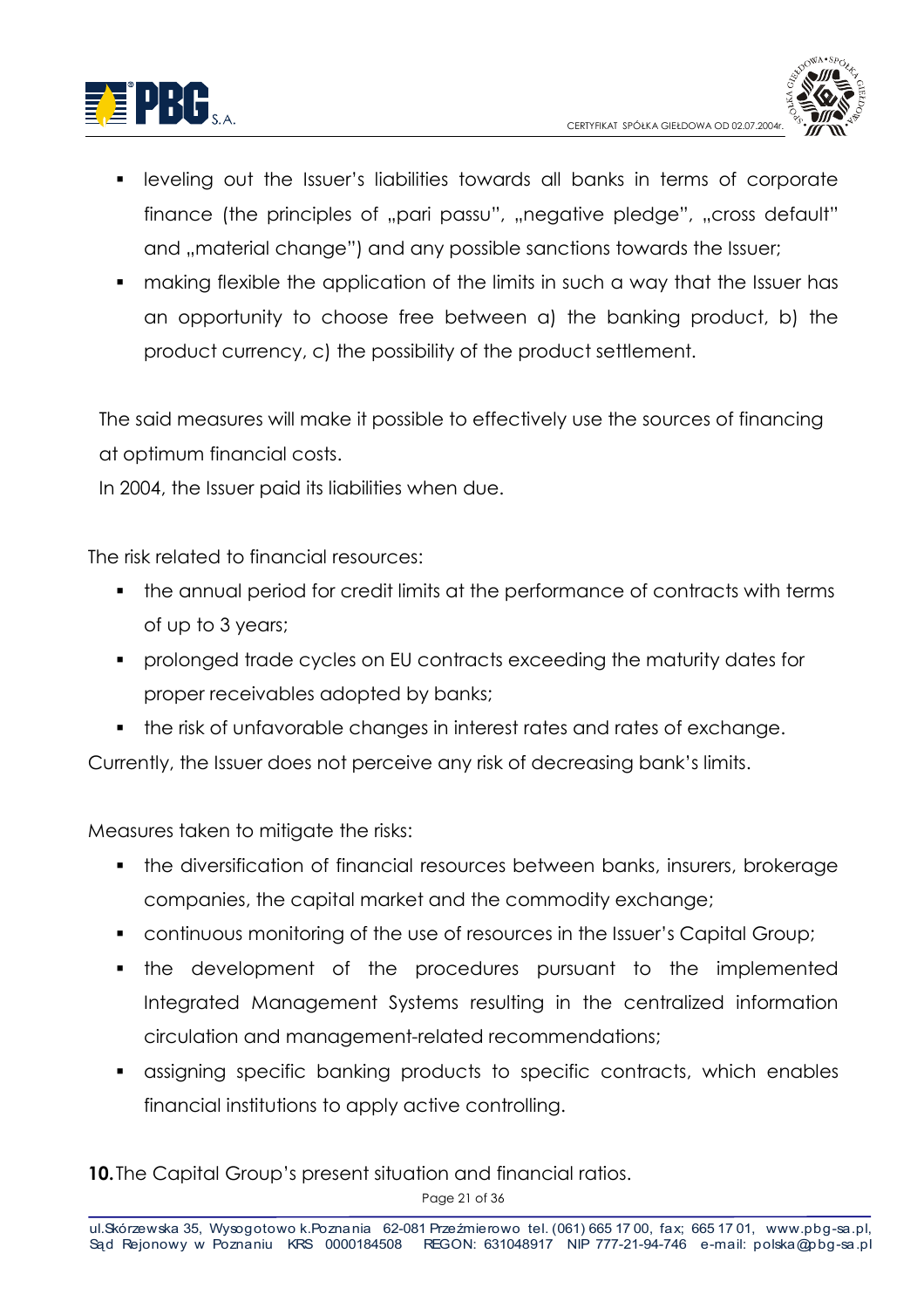- leveling out the Issuer's liabilities towards all banks in terms of corporate finance (the principles of „pari passu", „negative pledge", „cross default" and „material change") and any possible sanctions towards the Issuer;
- making flexible the application of the limits in such a way that the Issuer has an opportunity to choose free between a) the banking product, b) the product currency, c) the possibility of the product settlement.

The said measures will make it possible to effectively use the sources of financing at optimum financial costs.

In 2004, the Issuer paid its liabilities when due.

The risk related to financial resources:

- the annual period for credit limits at the performance of contracts with terms of up to 3 years;
- prolonged trade cycles on EU contracts exceeding the maturity dates for proper receivables adopted by banks;
- the risk of unfavorable changes in interest rates and rates of exchange.

Currently, the Issuer does not perceive any risk of decreasing bank's limits.

Measures taken to mitigate the risks:

- the diversification of financial resources between banks, insurers, brokerage companies, the capital market and the commodity exchange;
- continuous monitoring of the use of resources in the Issuer's Capital Group;
- the development of the procedures pursuant to the implemented Integrated Management Systems resulting in the centralized information circulation and management-related recommendations;
- assigning specific banking products to specific contracts, which enables financial institutions to apply active controlling.

**10.** The Capital Group's present situation and financial ratios.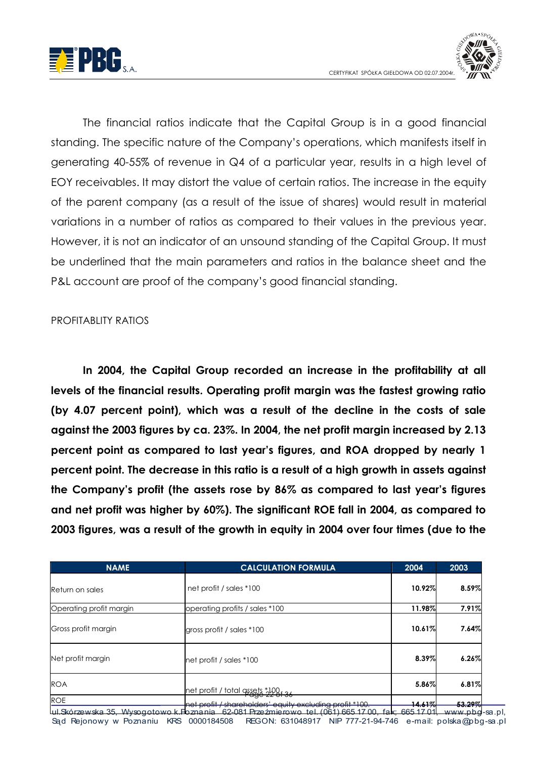The financial ratios indicate that the Capital Group is in a good financial standing. The specific nature of the Company's operations, which manifests itself in generating 40-55% of revenue in Q4 of a particular year, results in a high level of EOY receivables. It may distort the value of certain ratios. The increase in the equity of the parent company (as a result of the issue of shares) would result in material variations in a number of ratios as compared to their values in the previous year. However, it is not an indicator of an unsound standing of the Capital Group. It must be underlined that the main parameters and ratios in the balance sheet and the P&L account are proof of the company's good financial standing.

PROFITABLITY RATIOS

**In 2004, the Capital Group recorded an increase in the profitability at all levels of the financial results. Operating profit margin was the fastest growing ratio (by 4.07 percent point), which was a result of the decline in the costs of sale against the 2003 figures by ca. 23%. In 2004, the net profit margin increased by 2.13 percent point as compared to last year's figures, and ROA dropped by nearly 1 percent point. The decrease in this ratio is a result of a high growth in assets against the Company's profit (the assets rose by 86% as compared to last year's figures and net profit was higher by 60%). The significant ROE fall in 2004, as compared to 2003 figures, was a result of the growth in equity in 2004 over four times (due to the**

| NAME | CALCULATION FORMULA | 2004 | 2003 |
|---|---|---|---|
| Return on sales | net profit / sales *100 | 10.92% | 8.59% |
| Operating profit margin | operating profits / sales *100 | 11.98% | 7.91% |
| Gross profit margin | gross profit / sales *100 | 10.61% | 7.64% |
| Net profit margin | net profit / sales *100 | 8.39% | 6.26% |
| ROA | net profit / total assets *100 | 5.86% | 6.81% |
| ROE | net profit / shareholders' equity excluding profit *100 | 14.61% | 53.29% |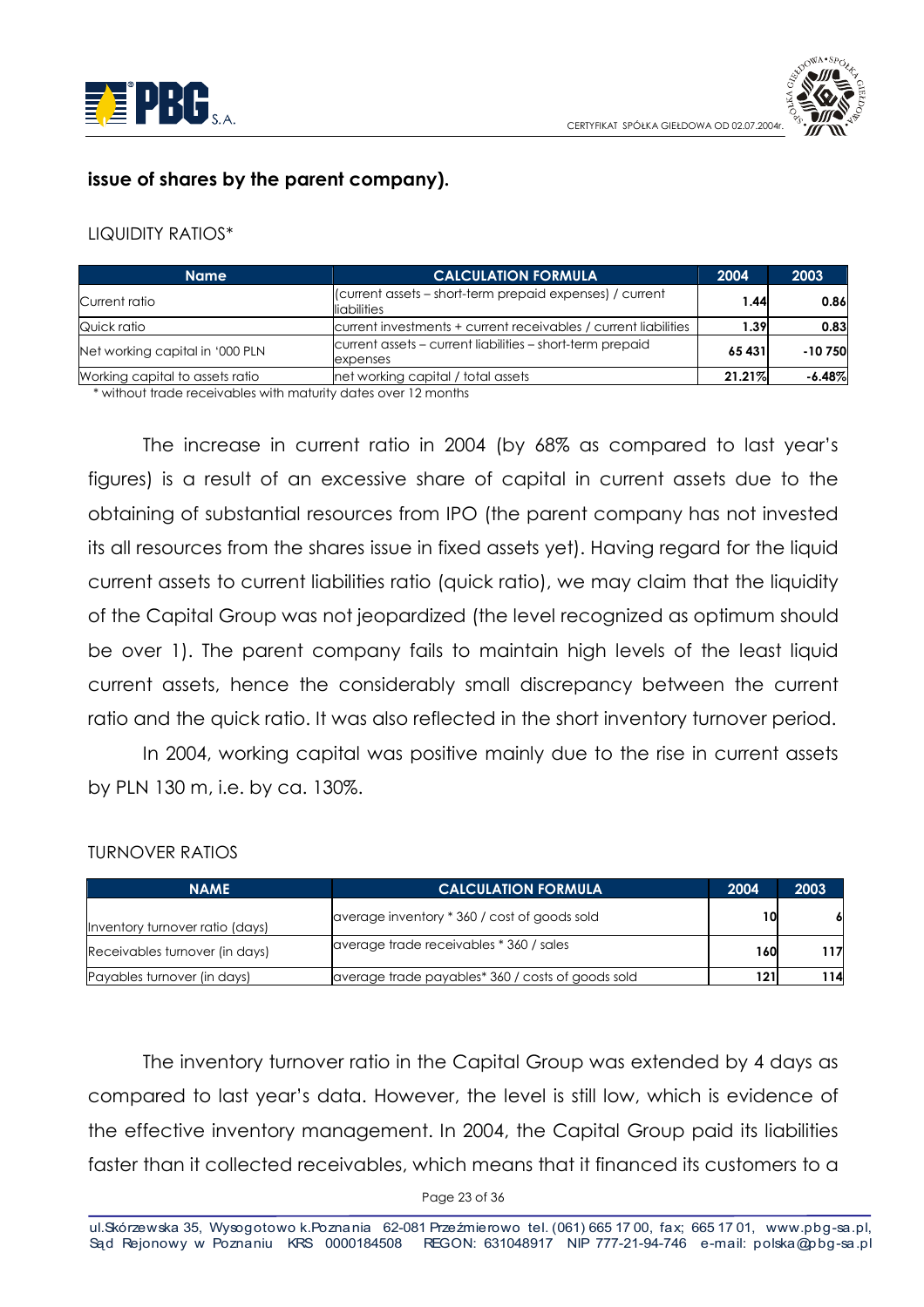**issue of shares by the parent company).**

LIQUIDITY RATIOS*

| Name | CALCULATION FORMULA | 2004 | 2003 |
|---|---|---|---|
| Current ratio | (current assets – short-term prepaid expenses) / current liabilities | 1.44 | 0.86 |
| Quick ratio | current investments + current receivables / current liabilities | 1.39 | 0.83 |
| Net working capital in '000 PLN | current assets – current liabilities – short-term prepaid expenses | 65 431 | -10 750 |
| Working capital to assets ratio | net working capital / total assets | 21.21% | -6.48% |

\* without trade receivables with maturity dates over 12 months

The increase in current ratio in 2004 (by 68% as compared to last year's figures) is a result of an excessive share of capital in current assets due to the obtaining of substantial resources from IPO (the parent company has not invested its all resources from the shares issue in fixed assets yet). Having regard for the liquid current assets to current liabilities ratio (quick ratio), we may claim that the liquidity of the Capital Group was not jeopardized (the level recognized as optimum should be over 1). The parent company fails to maintain high levels of the least liquid current assets, hence the considerably small discrepancy between the current ratio and the quick ratio. It was also reflected in the short inventory turnover period.

In 2004, working capital was positive mainly due to the rise in current assets by PLN 130 m, i.e. by ca. 130%.

TURNOVER RATIOS

| NAME | CALCULATION FORMULA | 2004 | 2003 |
|---|---|---|---|
| Inventory turnover ratio (days) | average inventory * 360 / cost of goods sold | 10 | 6 |
| Receivables turnover (in days) | average trade receivables * 360 / sales | 160 | 117 |
| Payables turnover (in days) | average trade payables* 360 / costs of goods sold | 121 | 114 |

The inventory turnover ratio in the Capital Group was extended by 4 days as compared to last year's data. However, the level is still low, which is evidence of the effective inventory management. In 2004, the Capital Group paid its liabilities faster than it collected receivables, which means that it financed its customers to a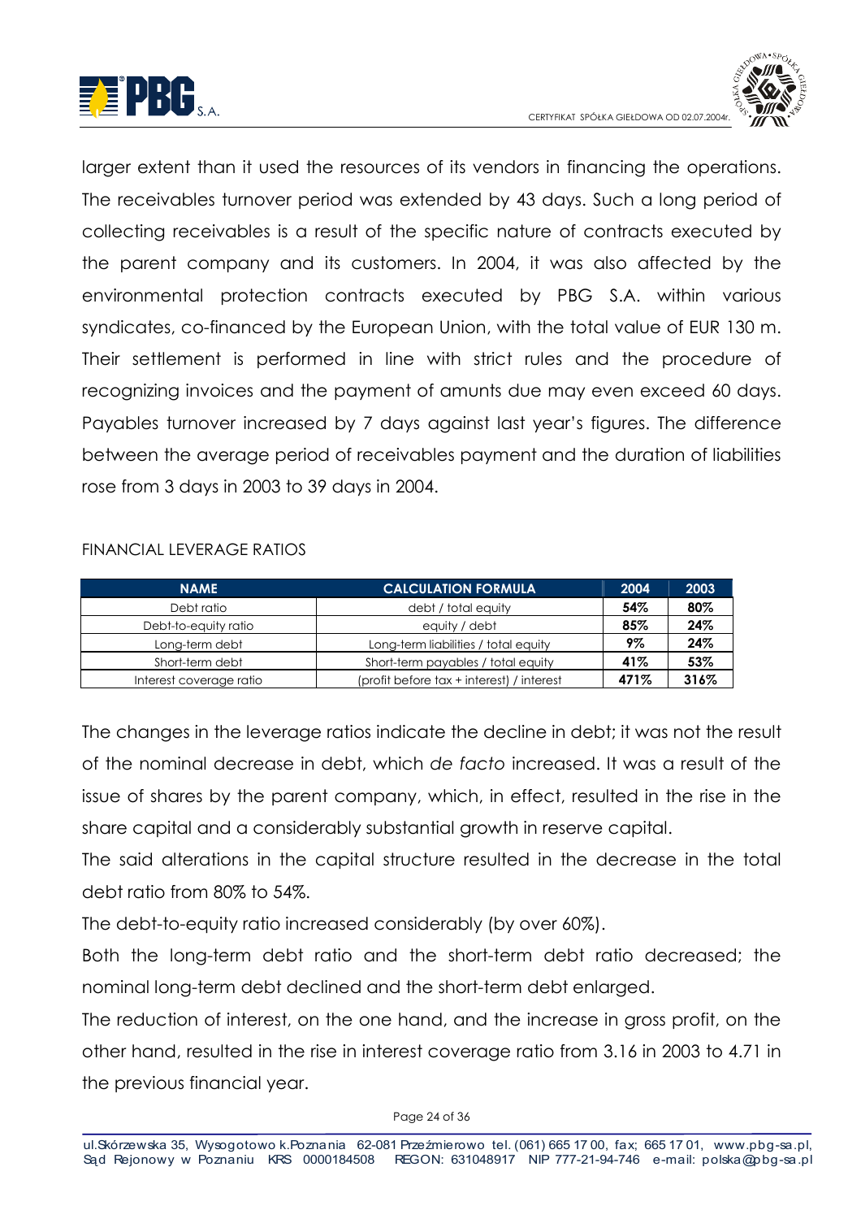larger extent than it used the resources of its vendors in financing the operations. The receivables turnover period was extended by 43 days. Such a long period of collecting receivables is a result of the specific nature of contracts executed by the parent company and its customers. In 2004, it was also affected by the environmental protection contracts executed by PBG S.A. within various syndicates, co-financed by the European Union, with the total value of EUR 130 m. Their settlement is performed in line with strict rules and the procedure of recognizing invoices and the payment of amunts due may even exceed 60 days. Payables turnover increased by 7 days against last year's figures. The difference between the average period of receivables payment and the duration of liabilities rose from 3 days in 2003 to 39 days in 2004.

FINANCIAL LEVERAGE RATIOS

| NAME | CALCULATION FORMULA | 2004 | 2003 |
|---|---|---|---|
| Debt ratio | debt / total equity | **54%** | **80%** |
| Debt-to-equity ratio | equity / debt | **85%** | **24%** |
| Long-term debt | Long-term liabilities / total equity | **9%** | **24%** |
| Short-term debt | Short-term payables / total equity | **41%** | **53%** |
| Interest coverage ratio | (profit before tax + interest) / interest | **471%** | **316%** |

The changes in the leverage ratios indicate the decline in debt; it was not the result of the nominal decrease in debt, which *de facto* increased. It was a result of the issue of shares by the parent company, which, in effect, resulted in the rise in the share capital and a considerably substantial growth in reserve capital.

The said alterations in the capital structure resulted in the decrease in the total debt ratio from 80% to 54%.

The debt-to-equity ratio increased considerably (by over 60%).

Both the long-term debt ratio and the short-term debt ratio decreased; the nominal long-term debt declined and the short-term debt enlarged.

The reduction of interest, on the one hand, and the increase in gross profit, on the other hand, resulted in the rise in interest coverage ratio from 3.16 in 2003 to 4.71 in the previous financial year.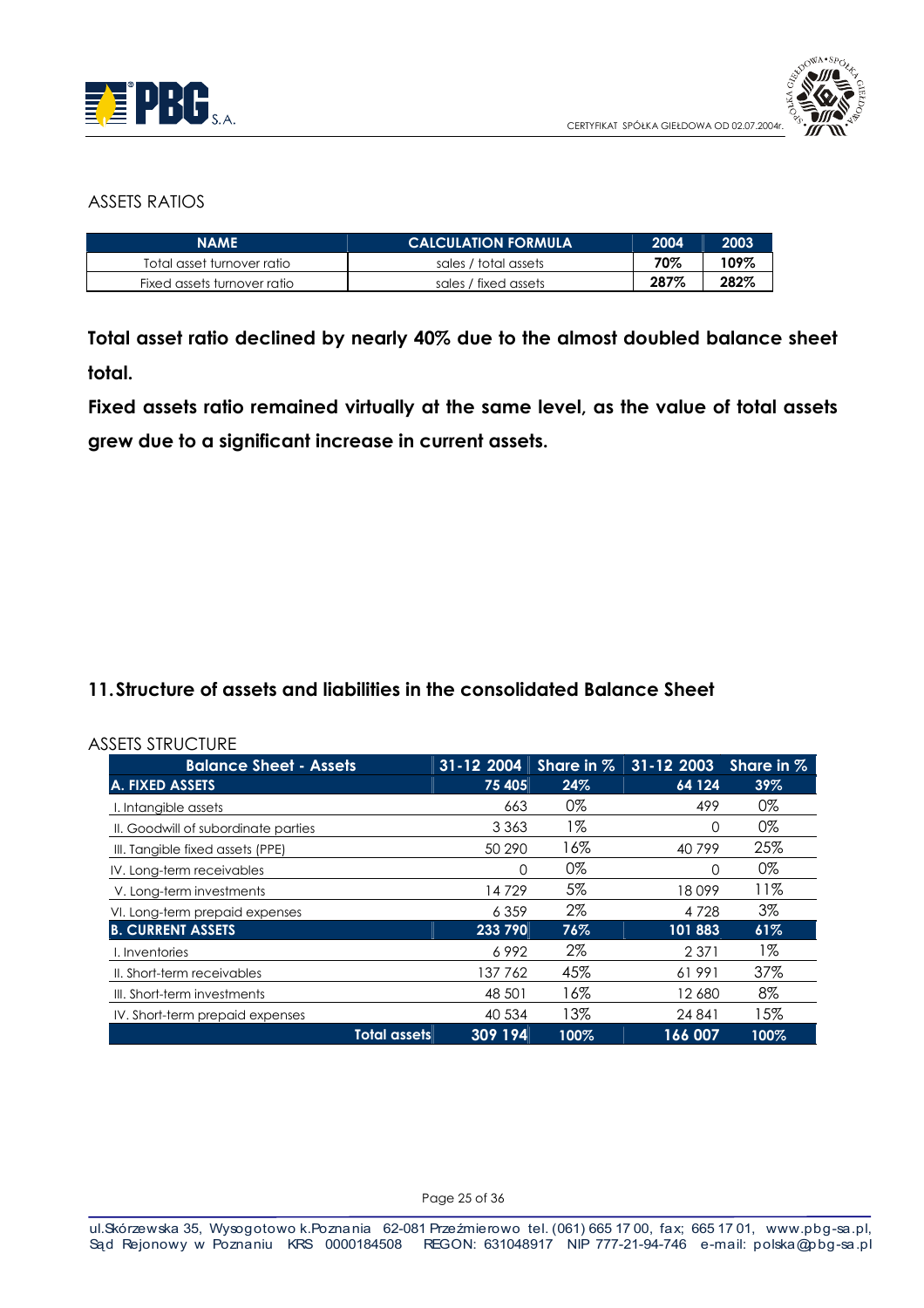ASSETS RATIOS

| NAME | CALCULATION FORMULA | 2004 | 2003 |
|---|---|---|---|
| Total asset turnover ratio | sales / total assets | **70%** | **109%** |
| Fixed assets turnover ratio | sales / fixed assets | **287%** | **282%** |

**Total asset ratio declined by nearly 40% due to the almost doubled balance sheet total.**

**Fixed assets ratio remained virtually at the same level, as the value of total assets grew due to a significant increase in current assets.**

## 11. Structure of assets and liabilities in the consolidated Balance Sheet

ASSETS STRUCTURE

| Balance Sheet - Assets | 31-12 2004 | Share in % | 31-12 2003 | Share in % |
|---|---|---|---|---|
| **A. FIXED ASSETS** | **75 405** | **24%** | **64 124** | **39%** |
| I. Intangible assets | 663 | 0% | 499 | 0% |
| II. Goodwill of subordinate parties | 3 363 | 1% | 0 | 0% |
| III. Tangible fixed assets (PPE) | 50 290 | 16% | 40 799 | 25% |
| IV. Long-term receivables | 0 | 0% | 0 | 0% |
| V. Long-term investments | 14 729 | 5% | 18 099 | 11% |
| VI. Long-term prepaid expenses | 6 359 | 2% | 4 728 | 3% |
| **B. CURRENT ASSETS** | **233 790** | **76%** | **101 883** | **61%** |
| I. Inventories | 6 992 | 2% | 2 371 | 1% |
| II. Short-term receivables | 137 762 | 45% | 61 991 | 37% |
| III. Short-term investments | 48 501 | 16% | 12 680 | 8% |
| IV. Short-term prepaid expenses | 40 534 | 13% | 24 841 | 15% |
| **Total assets** | **309 194** | **100%** | **166 007** | **100%** |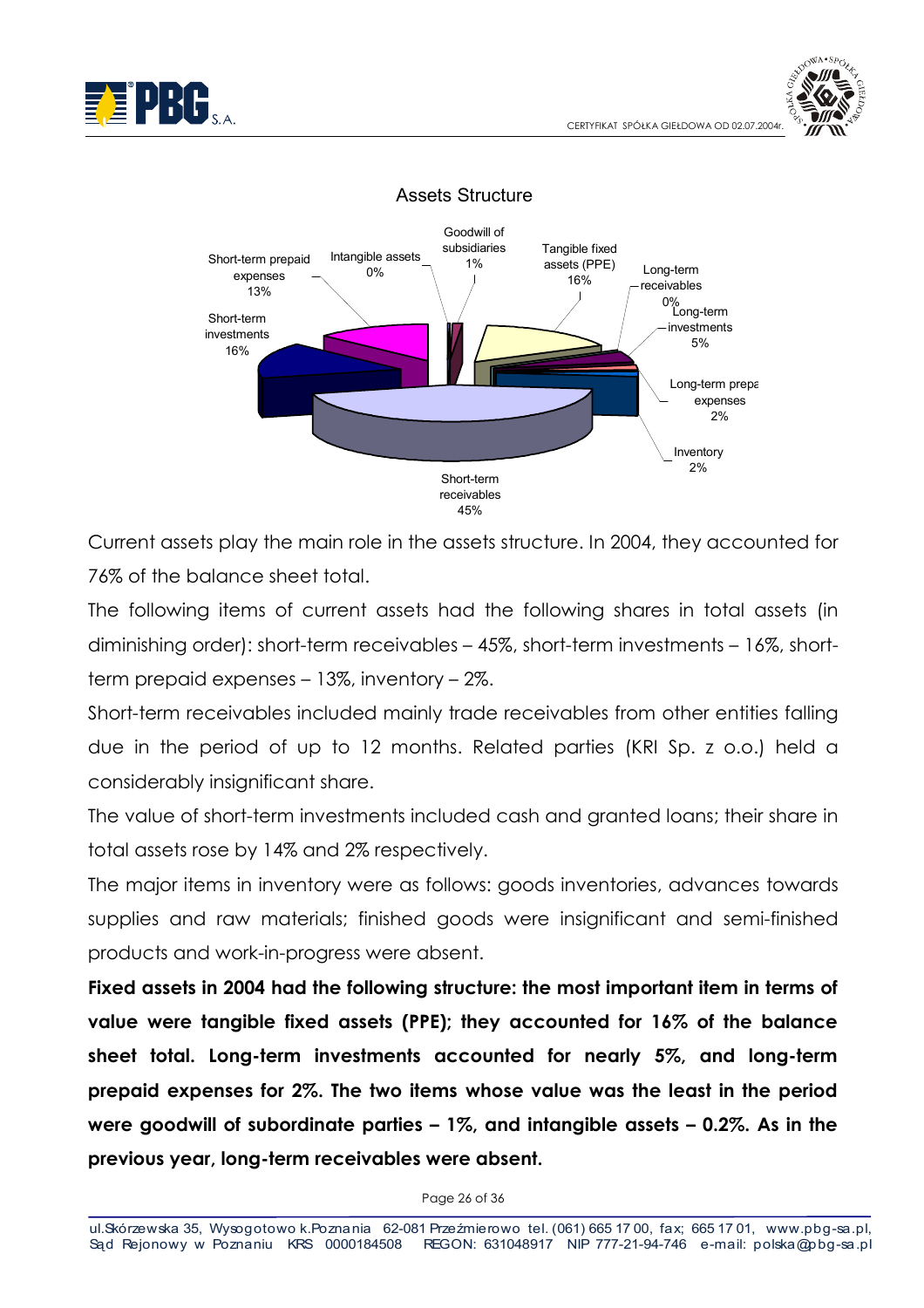Assets Structure

Current assets play the main role in the assets structure. In 2004, they accounted for 76% of the balance sheet total.

The following items of current assets had the following shares in total assets (in diminishing order): short-term receivables – 45%, short-term investments – 16%, short-term prepaid expenses – 13%, inventory – 2%.

Short-term receivables included mainly trade receivables from other entities falling due in the period of up to 12 months. Related parties (KRI Sp. z o.o.) held a considerably insignificant share.

The value of short-term investments included cash and granted loans; their share in total assets rose by 14% and 2% respectively.

The major items in inventory were as follows: goods inventories, advances towards supplies and raw materials; finished goods were insignificant and semi-finished products and work-in-progress were absent.

**Fixed assets in 2004 had the following structure: the most important item in terms of value were tangible fixed assets (PPE); they accounted for 16% of the balance sheet total. Long-term investments accounted for nearly 5%, and long-term prepaid expenses for 2%. The two items whose value was the least in the period were goodwill of subordinate parties – 1%, and intangible assets – 0.2%. As in the previous year, long-term receivables were absent.**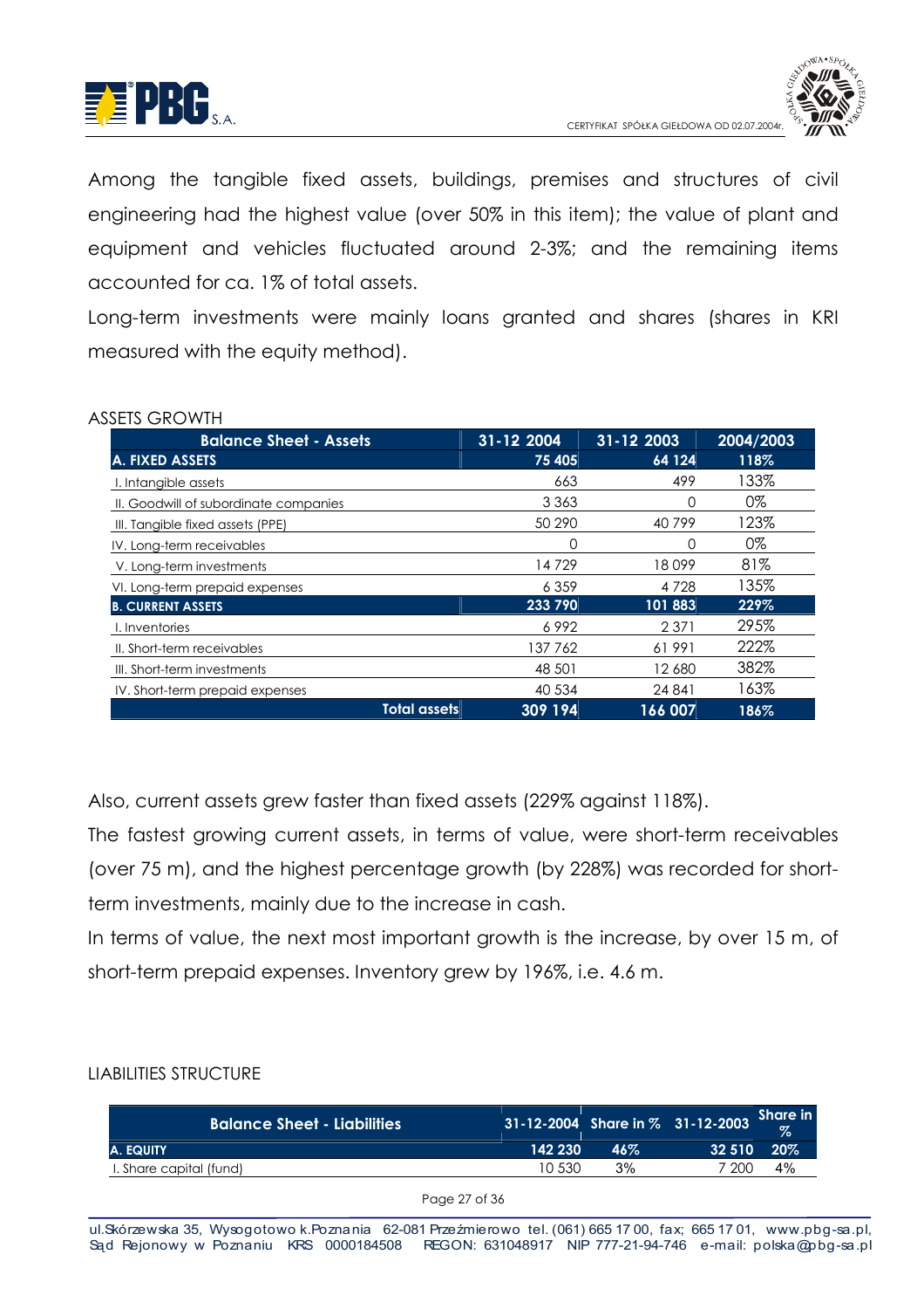Among the tangible fixed assets, buildings, premises and structures of civil engineering had the highest value (over 50% in this item); the value of plant and equipment and vehicles fluctuated around 2-3%; and the remaining items accounted for ca. 1% of total assets.

Long-term investments were mainly loans granted and shares (shares in KRI measured with the equity method).

ASSETS GROWTH

| Balance Sheet - Assets | 31-12 2004 | 31-12 2003 | 2004/2003 |
|---|---|---|---|
| **A. FIXED ASSETS** | **75 405** | **64 124** | **118%** |
| I. Intangible assets | 663 | 499 | 133% |
| II. Goodwill of subordinate companies | 3 363 | 0 | 0% |
| III. Tangible fixed assets (PPE) | 50 290 | 40 799 | 123% |
| IV. Long-term receivables | 0 | 0 | 0% |
| V. Long-term investments | 14 729 | 18 099 | 81% |
| VI. Long-term prepaid expenses | 6 359 | 4 728 | 135% |
| **B. CURRENT ASSETS** | **233 790** | **101 883** | **229%** |
| I. Inventories | 6 992 | 2 371 | 295% |
| II. Short-term receivables | 137 762 | 61 991 | 222% |
| III. Short-term investments | 48 501 | 12 680 | 382% |
| IV. Short-term prepaid expenses | 40 534 | 24 841 | 163% |
| **Total assets** | **309 194** | **166 007** | **186%** |

Also, current assets grew faster than fixed assets (229% against 118%).

The fastest growing current assets, in terms of value, were short-term receivables (over 75 m), and the highest percentage growth (by 228%) was recorded for short-term investments, mainly due to the increase in cash.

In terms of value, the next most important growth is the increase, by over 15 m, of short-term prepaid expenses. Inventory grew by 196%, i.e. 4.6 m.

LIABILITIES STRUCTURE

| Balance Sheet - Liabilities | 31-12-2004 | Share in % | 31-12-2003 | Share in % |
|---|---|---|---|---|
| **A. EQUITY** | **142 230** | **46%** | **32 510** | **20%** |
| I. Share capital (fund) | 10 530 | 3% | 7 200 | 4% |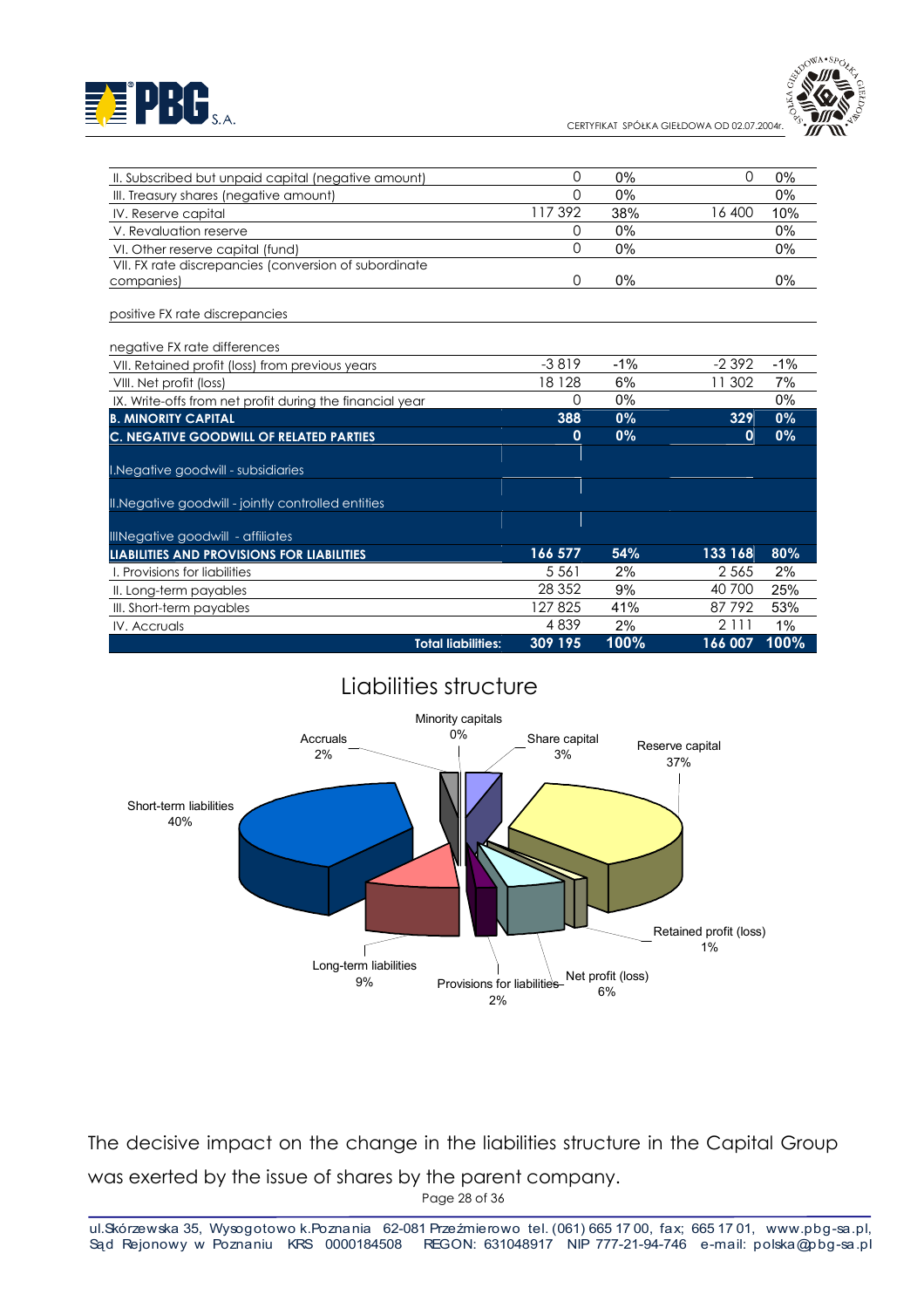| | | | | |
|---|---|---|---|---|
| II. Subscribed but unpaid capital (negative amount) | 0 | 0% | 0 | 0% |
| III. Treasury shares (negative amount) | 0 | 0% | | 0% |
| IV. Reserve capital | 117 392 | 38% | 16 400 | 10% |
| V. Revaluation reserve | 0 | 0% | | 0% |
| VI. Other reserve capital (fund) | 0 | 0% | | 0% |
| VII. FX rate discrepancies (conversion of subordinate companies) | 0 | 0% | | 0% |
| positive FX rate discrepancies | | | | |
| negative FX rate differences | | | | |
| VII. Retained profit (loss) from previous years | -3 819 | -1% | -2 392 | -1% |
| VIII. Net profit (loss) | 18 128 | 6% | 11 302 | 7% |
| IX. Write-offs from net profit during the financial year | 0 | 0% | | 0% |
| **B. MINORITY CAPITAL** | **388** | **0%** | **329** | **0%** |
| **C. NEGATIVE GOODWILL OF RELATED PARTIES** | **0** | **0%** | **0** | **0%** |
| I.Negative goodwill - subsidiaries | | | | |
| II.Negative goodwill - jointly controlled entities | | | | |
| IIINegative goodwill - affiliates | | | | |
| **LIABILITIES AND PROVISIONS FOR LIABILITIES** | **166 577** | **54%** | **133 168** | **80%** |
| I. Provisions for liabilities | 5 561 | 2% | 2 565 | 2% |
| II. Long-term payables | 28 352 | 9% | 40 700 | 25% |
| III. Short-term payables | 127 825 | 41% | 87 792 | 53% |
| IV. Accruals | 4 839 | 2% | 2 111 | 1% |
| **Total liabilities:** | **309 195** | **100%** | **166 007** | **100%** |

## Liabilities structure

Minority capitals 0%; Share capital 3%; Reserve capital 37%; Retained profit (loss) 1%; Net profit (loss) 6%; Provisions for liabilities 2%; Long-term liabilities 9%; Short-term liabilities 40%; Accruals 2%

The decisive impact on the change in the liabilities structure in the Capital Group was exerted by the issue of shares by the parent company.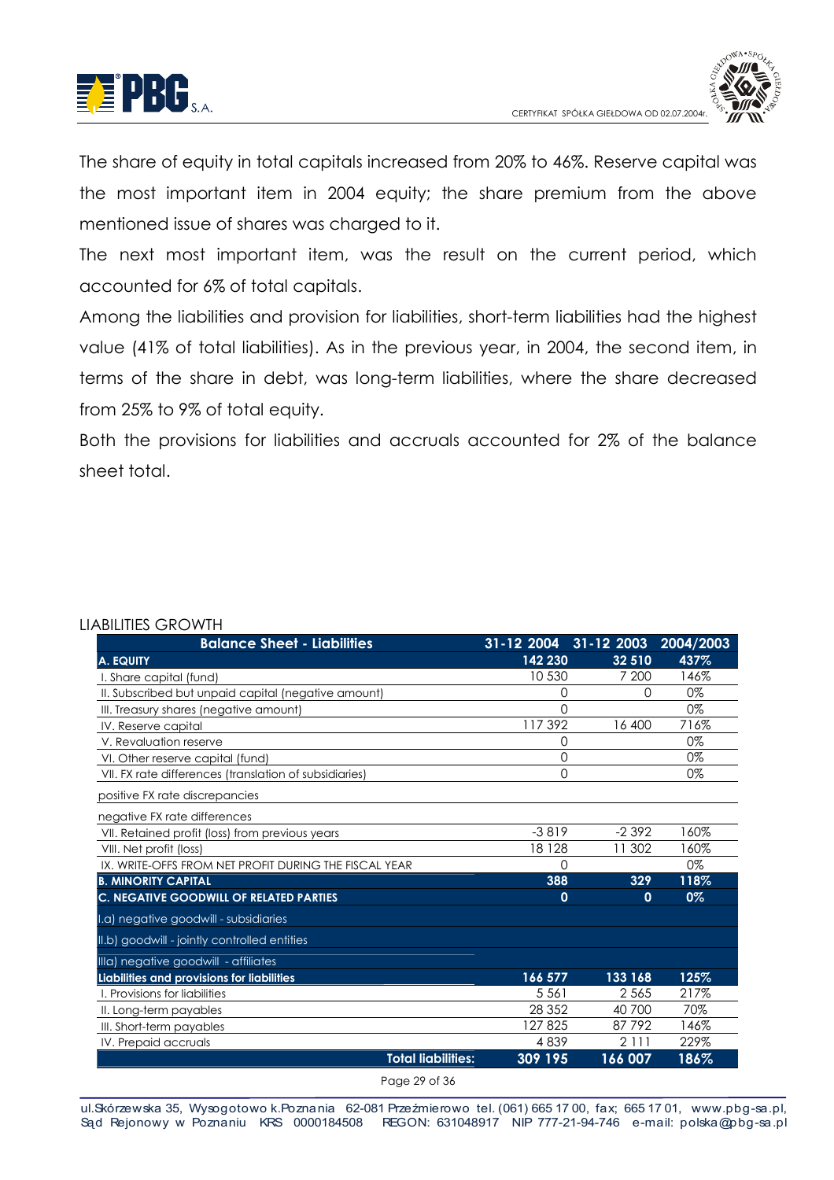The share of equity in total capitals increased from 20% to 46%. Reserve capital was the most important item in 2004 equity; the share premium from the above mentioned issue of shares was charged to it.

The next most important item, was the result on the current period, which accounted for 6% of total capitals.

Among the liabilities and provision for liabilities, short-term liabilities had the highest value (41% of total liabilities). As in the previous year, in 2004, the second item, in terms of the share in debt, was long-term liabilities, where the share decreased from 25% to 9% of total equity.

Both the provisions for liabilities and accruals accounted for 2% of the balance sheet total.

LIABILITIES GROWTH

| Balance Sheet - Liabilities | 31-12 2004 | 31-12 2003 | 2004/2003 |
|---|---|---|---|
| **A. EQUITY** | **142 230** | **32 510** | **437%** |
| I. Share capital (fund) | 10 530 | 7 200 | 146% |
| II. Subscribed but unpaid capital (negative amount) | 0 | 0 | 0% |
| III. Treasury shares (negative amount) | 0 | | 0% |
| IV. Reserve capital | 117 392 | 16 400 | 716% |
| V. Revaluation reserve | 0 | | 0% |
| VI. Other reserve capital (fund) | 0 | | 0% |
| VII. FX rate differences (translation of subsidiaries) | 0 | | 0% |
| positive FX rate discrepancies | | | |
| negative FX rate differences | | | |
| VII. Retained profit (loss) from previous years | -3 819 | -2 392 | 160% |
| VIII. Net profit (loss) | 18 128 | 11 302 | 160% |
| IX. WRITE-OFFS FROM NET PROFIT DURING THE FISCAL YEAR | 0 | | 0% |
| **B. MINORITY CAPITAL** | **388** | **329** | **118%** |
| **C. NEGATIVE GOODWILL OF RELATED PARTIES** | **0** | **0** | **0%** |
| I.a) negative goodwill - subsidiaries | | | |
| II.b) goodwill - jointly controlled entities | | | |
| IIIa) negative goodwill - affiliates | | | |
| **Liabilities and provisions for liabilities** | **166 577** | **133 168** | **125%** |
| I. Provisions for liabilities | 5 561 | 2 565 | 217% |
| II. Long-term payables | 28 352 | 40 700 | 70% |
| III. Short-term payables | 127 825 | 87 792 | 146% |
| IV. Prepaid accruals | 4 839 | 2 111 | 229% |
| **Total liabilities:** | **309 195** | **166 007** | **186%** |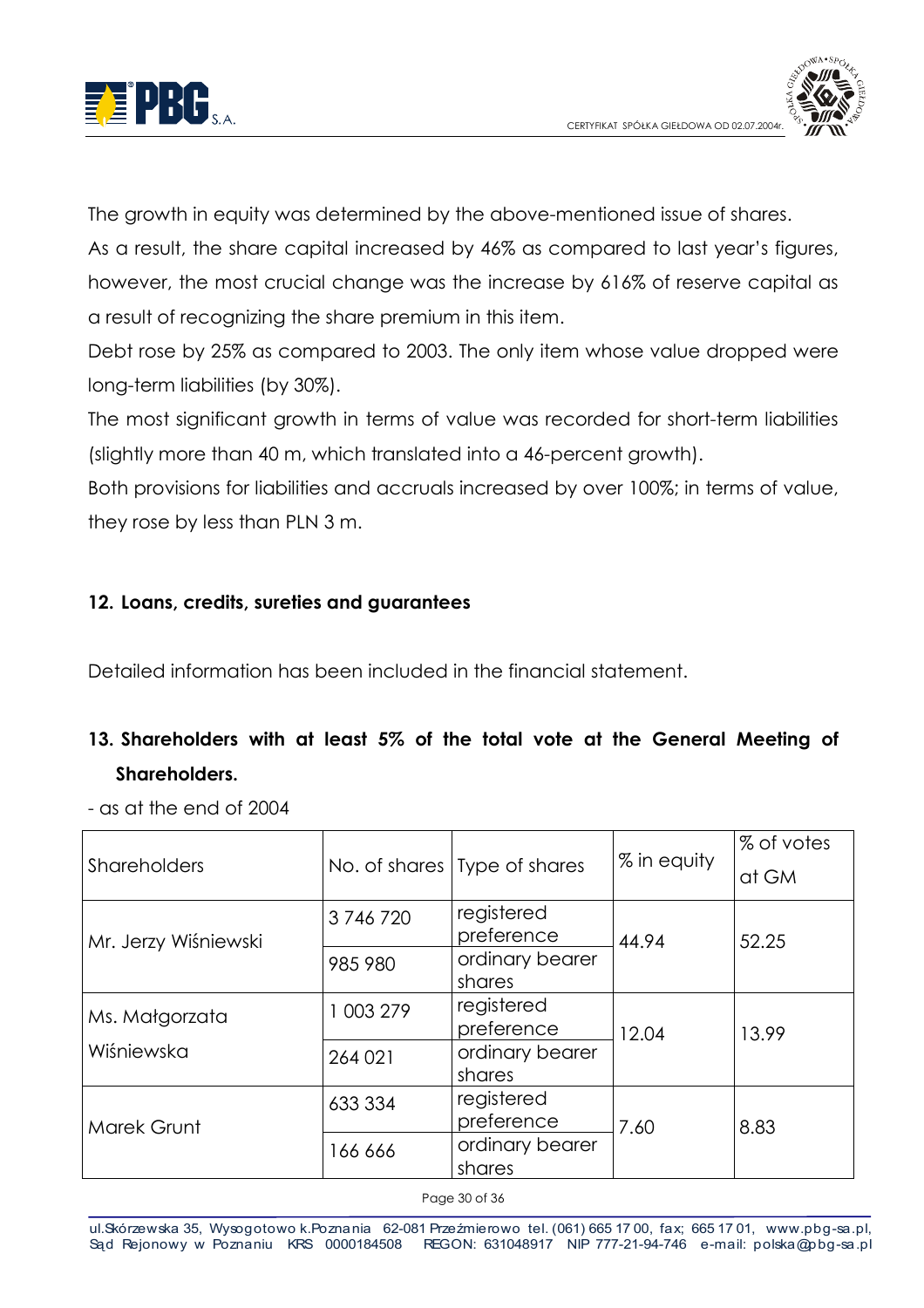The growth in equity was determined by the above-mentioned issue of shares.

As a result, the share capital increased by 46% as compared to last year's figures, however, the most crucial change was the increase by 616% of reserve capital as a result of recognizing the share premium in this item.

Debt rose by 25% as compared to 2003. The only item whose value dropped were long-term liabilities (by 30%).

The most significant growth in terms of value was recorded for short-term liabilities (slightly more than 40 m, which translated into a 46-percent growth).

Both provisions for liabilities and accruals increased by over 100%; in terms of value, they rose by less than PLN 3 m.

## 12. Loans, credits, sureties and guarantees

Detailed information has been included in the financial statement.

## 13. Shareholders with at least 5% of the total vote at the General Meeting of Shareholders.

- as at the end of 2004

| Shareholders | No. of shares | Type of shares | % in equity | % of votes at GM |
|---|---|---|---|---|
| Mr. Jerzy Wiśniewski | 3 746 720 | registered preference | 44.94 | 52.25 |
| | 985 980 | ordinary bearer shares | | |
| Ms. Małgorzata Wiśniewska | 1 003 279 | registered preference | 12.04 | 13.99 |
| | 264 021 | ordinary bearer shares | | |
| Marek Grunt | 633 334 | registered preference | 7.60 | 8.83 |
| | 166 666 | ordinary bearer shares | | |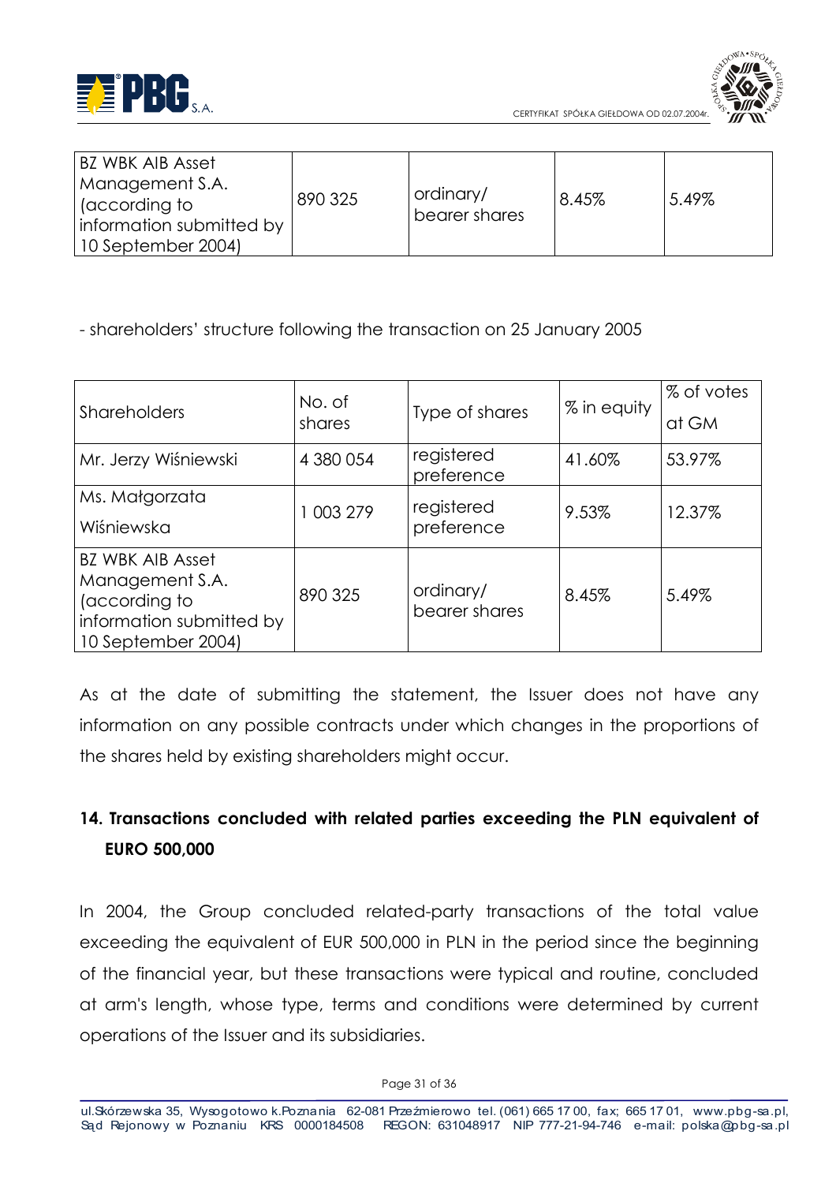| BZ WBK AIB Asset Management S.A. (according to information submitted by 10 September 2004) | 890 325 | ordinary/ bearer shares | 8.45% | 5.49% |
|---|---|---|---|---|

- shareholders' structure following the transaction on 25 January 2005

| Shareholders | No. of shares | Type of shares | % in equity | % of votes at GM |
|---|---|---|---|---|
| Mr. Jerzy Wiśniewski | 4 380 054 | registered preference | 41.60% | 53.97% |
| Ms. Małgorzata Wiśniewska | 1 003 279 | registered preference | 9.53% | 12.37% |
| BZ WBK AIB Asset Management S.A. (according to information submitted by 10 September 2004) | 890 325 | ordinary/ bearer shares | 8.45% | 5.49% |

As at the date of submitting the statement, the Issuer does not have any information on any possible contracts under which changes in the proportions of the shares held by existing shareholders might occur.

## 14. Transactions concluded with related parties exceeding the PLN equivalent of EURO 500,000

In 2004, the Group concluded related-party transactions of the total value exceeding the equivalent of EUR 500,000 in PLN in the period since the beginning of the financial year, but these transactions were typical and routine, concluded at arm's length, whose type, terms and conditions were determined by current operations of the Issuer and its subsidiaries.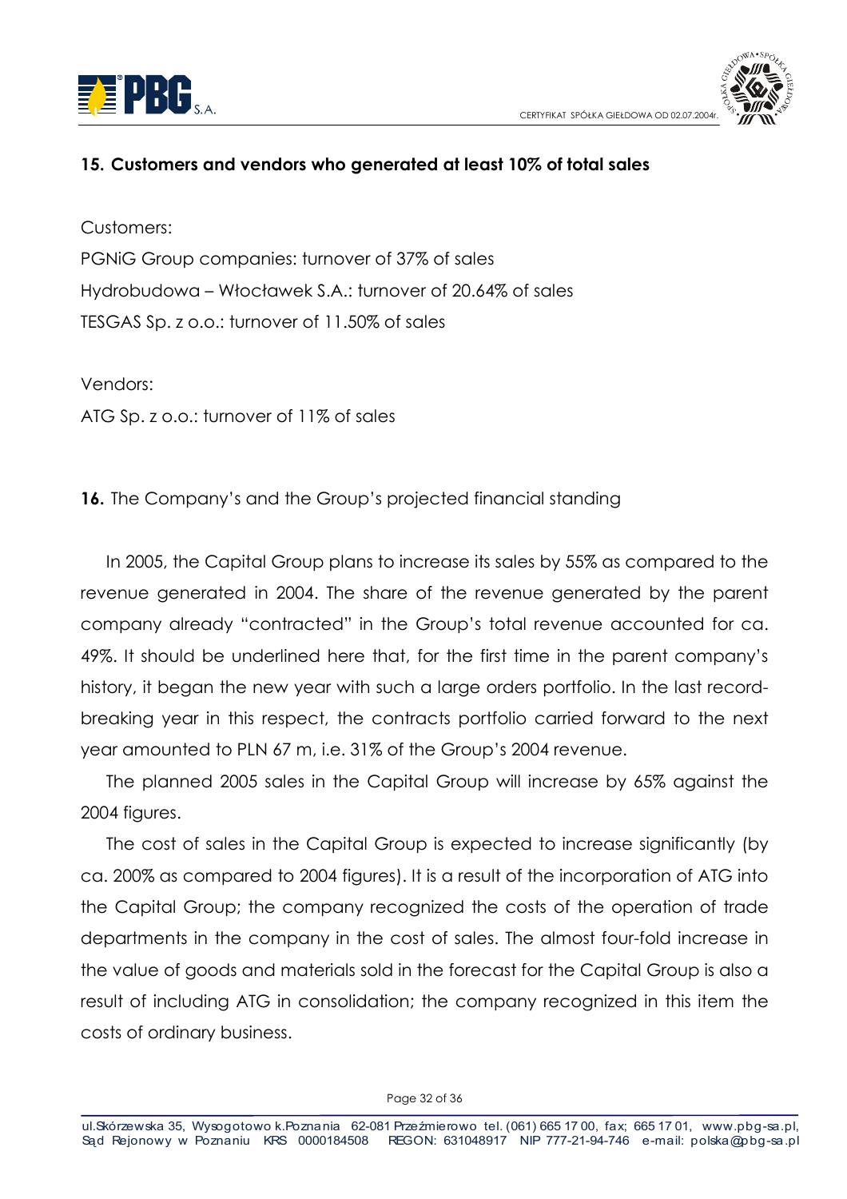## 15. Customers and vendors who generated at least 10% of total sales

Customers:

PGNiG Group companies: turnover of 37% of sales

Hydrobudowa – Włocławek S.A.: turnover of 20.64% of sales

TESGAS Sp. z o.o.: turnover of 11.50% of sales

Vendors:

ATG Sp. z o.o.: turnover of 11% of sales

**16.** The Company's and the Group's projected financial standing

In 2005, the Capital Group plans to increase its sales by 55% as compared to the revenue generated in 2004. The share of the revenue generated by the parent company already "contracted" in the Group's total revenue accounted for ca. 49%. It should be underlined here that, for the first time in the parent company's history, it began the new year with such a large orders portfolio. In the last record-breaking year in this respect, the contracts portfolio carried forward to the next year amounted to PLN 67 m, i.e. 31% of the Group's 2004 revenue.

The planned 2005 sales in the Capital Group will increase by 65% against the 2004 figures.

The cost of sales in the Capital Group is expected to increase significantly (by ca. 200% as compared to 2004 figures). It is a result of the incorporation of ATG into the Capital Group; the company recognized the costs of the operation of trade departments in the company in the cost of sales. The almost four-fold increase in the value of goods and materials sold in the forecast for the Capital Group is also a result of including ATG in consolidation; the company recognized in this item the costs of ordinary business.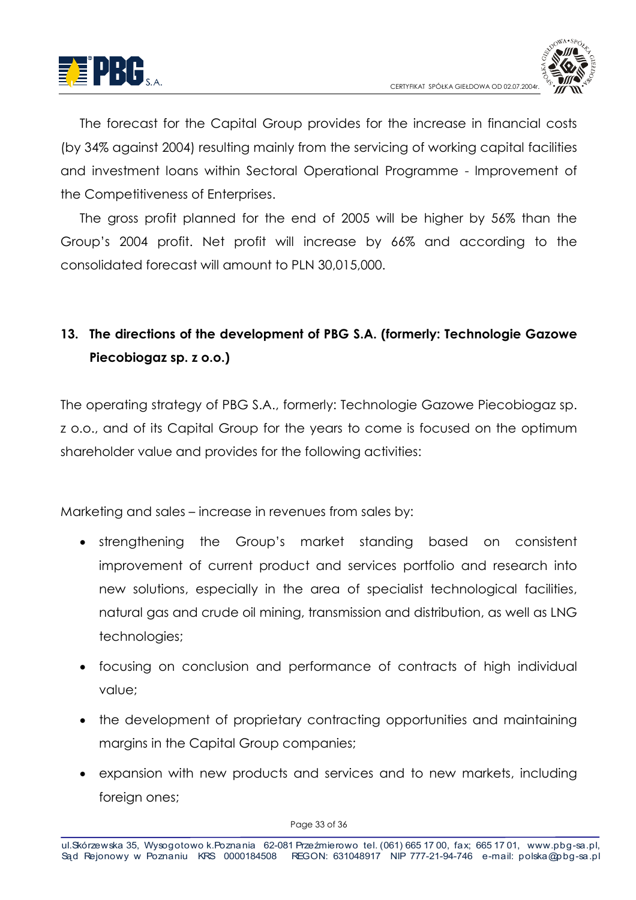The forecast for the Capital Group provides for the increase in financial costs (by 34% against 2004) resulting mainly from the servicing of working capital facilities and investment loans within Sectoral Operational Programme - Improvement of the Competitiveness of Enterprises.

The gross profit planned for the end of 2005 will be higher by 56% than the Group's 2004 profit. Net profit will increase by 66% and according to the consolidated forecast will amount to PLN 30,015,000.

## 13. The directions of the development of PBG S.A. (formerly: Technologie Gazowe Piecobiogaz sp. z o.o.)

The operating strategy of PBG S.A., formerly: Technologie Gazowe Piecobiogaz sp. z o.o., and of its Capital Group for the years to come is focused on the optimum shareholder value and provides for the following activities:

Marketing and sales – increase in revenues from sales by:

- strengthening the Group's market standing based on consistent improvement of current product and services portfolio and research into new solutions, especially in the area of specialist technological facilities, natural gas and crude oil mining, transmission and distribution, as well as LNG technologies;
- focusing on conclusion and performance of contracts of high individual value;
- the development of proprietary contracting opportunities and maintaining margins in the Capital Group companies;
- expansion with new products and services and to new markets, including foreign ones;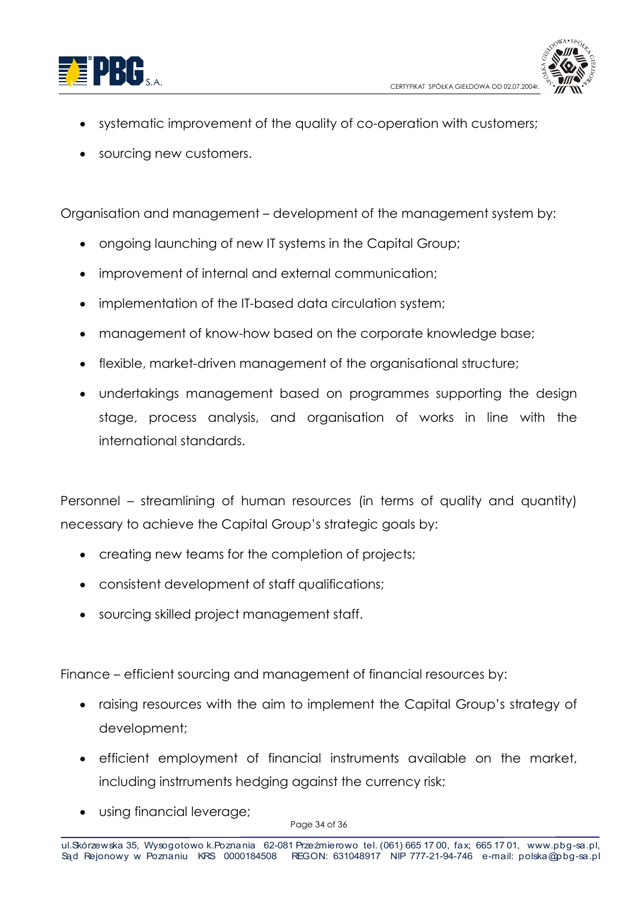- systematic improvement of the quality of co-operation with customers;
- sourcing new customers.

Organisation and management – development of the management system by:

- ongoing launching of new IT systems in the Capital Group;
- improvement of internal and external communication;
- implementation of the IT-based data circulation system;
- management of know-how based on the corporate knowledge base;
- flexible, market-driven management of the organisational structure;
- undertakings management based on programmes supporting the design stage, process analysis, and organisation of works in line with the international standards.

Personnel – streamlining of human resources (in terms of quality and quantity) necessary to achieve the Capital Group's strategic goals by:

- creating new teams for the completion of projects;
- consistent development of staff qualifications;
- sourcing skilled project management staff.

Finance – efficient sourcing and management of financial resources by:

- raising resources with the aim to implement the Capital Group's strategy of development;
- efficient employment of financial instruments available on the market, including instrruments hedging against the currency risk;
- using financial leverage;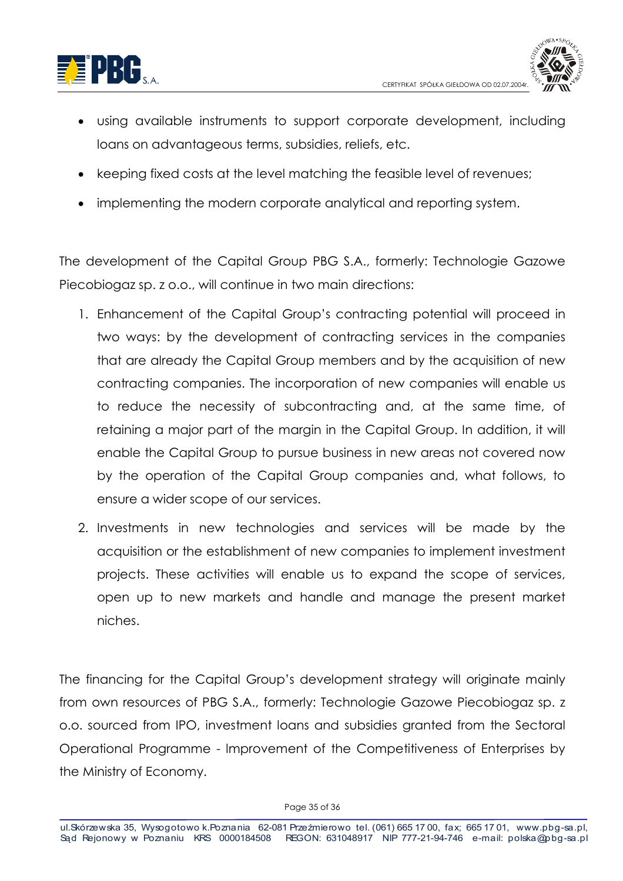- using available instruments to support corporate development, including loans on advantageous terms, subsidies, reliefs, etc.
- keeping fixed costs at the level matching the feasible level of revenues;
- implementing the modern corporate analytical and reporting system.

The development of the Capital Group PBG S.A., formerly: Technologie Gazowe Piecobiogaz sp. z o.o., will continue in two main directions:

1. Enhancement of the Capital Group's contracting potential will proceed in two ways: by the development of contracting services in the companies that are already the Capital Group members and by the acquisition of new contracting companies. The incorporation of new companies will enable us to reduce the necessity of subcontracting and, at the same time, of retaining a major part of the margin in the Capital Group. In addition, it will enable the Capital Group to pursue business in new areas not covered now by the operation of the Capital Group companies and, what follows, to ensure a wider scope of our services.
2. Investments in new technologies and services will be made by the acquisition or the establishment of new companies to implement investment projects. These activities will enable us to expand the scope of services, open up to new markets and handle and manage the present market niches.

The financing for the Capital Group's development strategy will originate mainly from own resources of PBG S.A., formerly: Technologie Gazowe Piecobiogaz sp. z o.o. sourced from IPO, investment loans and subsidies granted from the Sectoral Operational Programme - Improvement of the Competitiveness of Enterprises by the Ministry of Economy.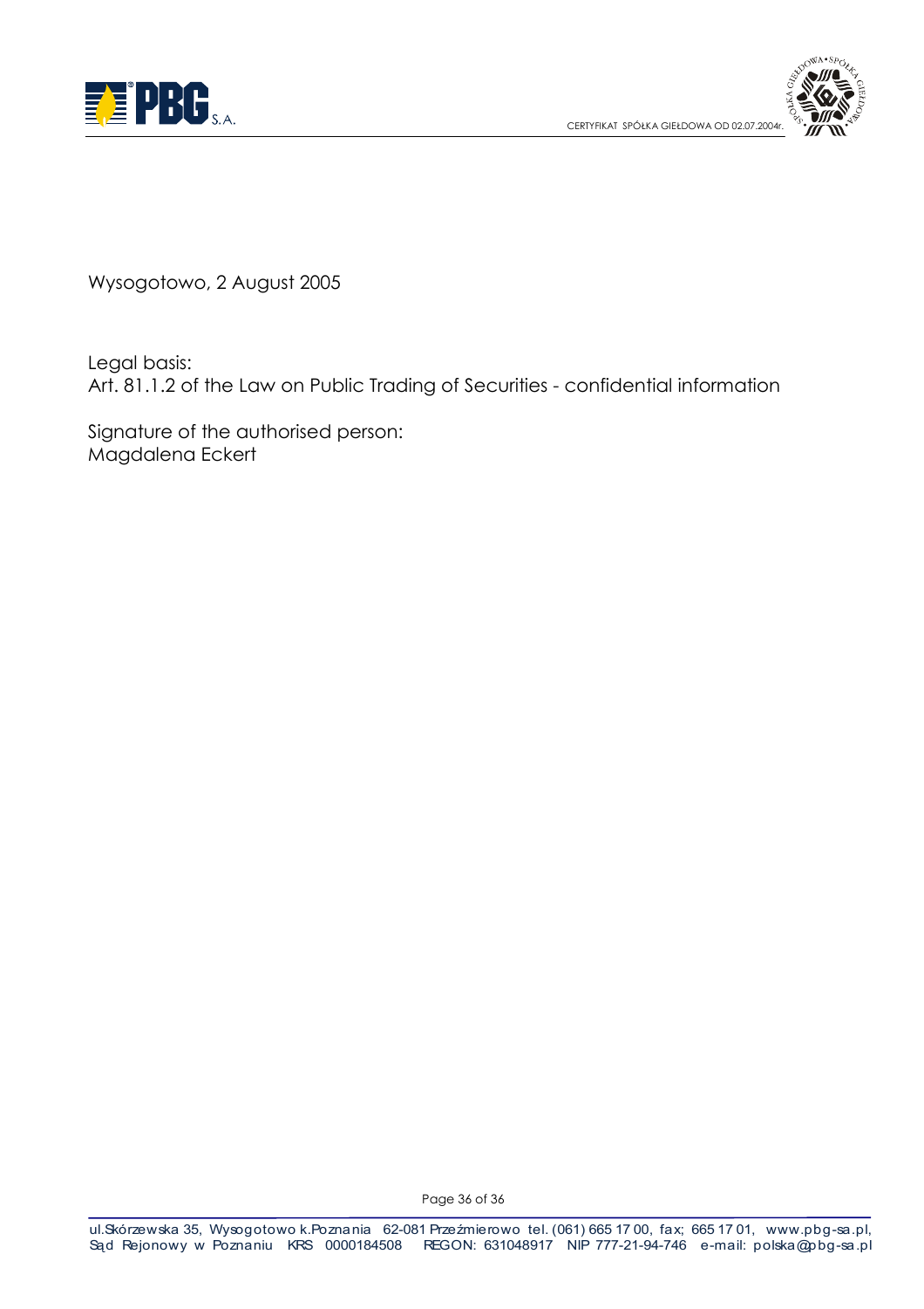Wysogotowo, 2 August 2005

Legal basis:
Art. 81.1.2 of the Law on Public Trading of Securities - confidential information

Signature of the authorised person:
Magdalena Eckert